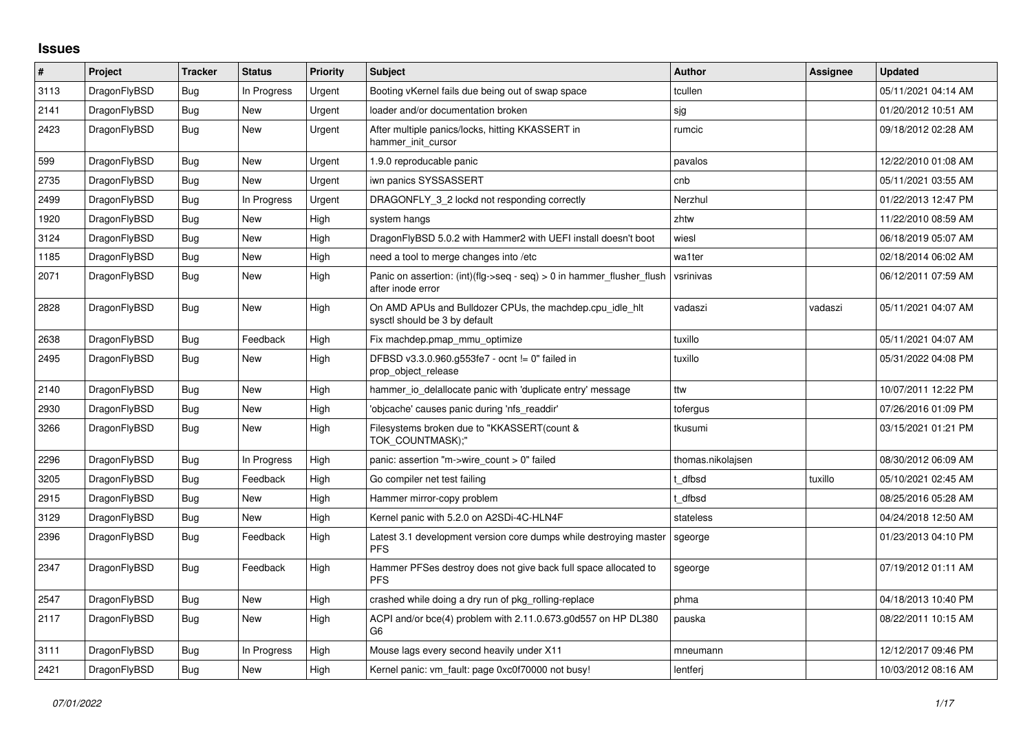# Issues

| # | Project | Tracker | Status | Priority | Subject | Author | Assignee | Updated |
|---|---|---|---|---|---|---|---|---|
| 3113 | DragonFlyBSD | Bug | In Progress | Urgent | Booting vKernel fails due being out of swap space | tcullen | | 05/11/2021 04:14 AM |
| 2141 | DragonFlyBSD | Bug | New | Urgent | loader and/or documentation broken | sjg | | 01/20/2012 10:51 AM |
| 2423 | DragonFlyBSD | Bug | New | Urgent | After multiple panics/locks, hitting KKASSERT in hammer_init_cursor | rumcic | | 09/18/2012 02:28 AM |
| 599 | DragonFlyBSD | Bug | New | Urgent | 1.9.0 reproducable panic | pavalos | | 12/22/2010 01:08 AM |
| 2735 | DragonFlyBSD | Bug | New | Urgent | iwn panics SYSSASSERT | cnb | | 05/11/2021 03:55 AM |
| 2499 | DragonFlyBSD | Bug | In Progress | Urgent | DRAGONFLY_3_2 lockd not responding correctly | Nerzhul | | 01/22/2013 12:47 PM |
| 1920 | DragonFlyBSD | Bug | New | High | system hangs | zhtw | | 11/22/2010 08:59 AM |
| 3124 | DragonFlyBSD | Bug | New | High | DragonFlyBSD 5.0.2 with Hammer2 with UEFI install doesn't boot | wiesl | | 06/18/2019 05:07 AM |
| 1185 | DragonFlyBSD | Bug | New | High | need a tool to merge changes into /etc | wa1ter | | 02/18/2014 06:02 AM |
| 2071 | DragonFlyBSD | Bug | New | High | Panic on assertion: (int)(flg->seq - seq) > 0 in hammer_flusher_flush after inode error | vsrinivas | | 06/12/2011 07:59 AM |
| 2828 | DragonFlyBSD | Bug | New | High | On AMD APUs and Bulldozer CPUs, the machdep.cpu_idle_hlt sysctl should be 3 by default | vadaszi | vadaszi | 05/11/2021 04:07 AM |
| 2638 | DragonFlyBSD | Bug | Feedback | High | Fix machdep.pmap_mmu_optimize | tuxillo | | 05/11/2021 04:07 AM |
| 2495 | DragonFlyBSD | Bug | New | High | DFBSD v3.3.0.960.g553fe7 - ocnt != 0" failed in prop_object_release | tuxillo | | 05/31/2022 04:08 PM |
| 2140 | DragonFlyBSD | Bug | New | High | hammer_io_delallocate panic with 'duplicate entry' message | ttw | | 10/07/2011 12:22 PM |
| 2930 | DragonFlyBSD | Bug | New | High | 'objcache' causes panic during 'nfs_readdir' | tofergus | | 07/26/2016 01:09 PM |
| 3266 | DragonFlyBSD | Bug | New | High | Filesystems broken due to "KKASSERT(count & TOK_COUNTMASK);" | tkusumi | | 03/15/2021 01:21 PM |
| 2296 | DragonFlyBSD | Bug | In Progress | High | panic: assertion "m->wire_count > 0" failed | thomas.nikolajsen | | 08/30/2012 06:09 AM |
| 3205 | DragonFlyBSD | Bug | Feedback | High | Go compiler net test failing | t_dfbsd | tuxillo | 05/10/2021 02:45 AM |
| 2915 | DragonFlyBSD | Bug | New | High | Hammer mirror-copy problem | t_dfbsd | | 08/25/2016 05:28 AM |
| 3129 | DragonFlyBSD | Bug | New | High | Kernel panic with 5.2.0 on A2SDi-4C-HLN4F | stateless | | 04/24/2018 12:50 AM |
| 2396 | DragonFlyBSD | Bug | Feedback | High | Latest 3.1 development version core dumps while destroying master PFS | sgeorge | | 01/23/2013 04:10 PM |
| 2347 | DragonFlyBSD | Bug | Feedback | High | Hammer PFSes destroy does not give back full space allocated to PFS | sgeorge | | 07/19/2012 01:11 AM |
| 2547 | DragonFlyBSD | Bug | New | High | crashed while doing a dry run of pkg_rolling-replace | phma | | 04/18/2013 10:40 PM |
| 2117 | DragonFlyBSD | Bug | New | High | ACPI and/or bce(4) problem with 2.11.0.673.g0d557 on HP DL380 G6 | pauska | | 08/22/2011 10:15 AM |
| 3111 | DragonFlyBSD | Bug | In Progress | High | Mouse lags every second heavily under X11 | mneumann | | 12/12/2017 09:46 PM |
| 2421 | DragonFlyBSD | Bug | New | High | Kernel panic: vm_fault: page 0xc0f70000 not busy! | lentferj | | 10/03/2012 08:16 AM |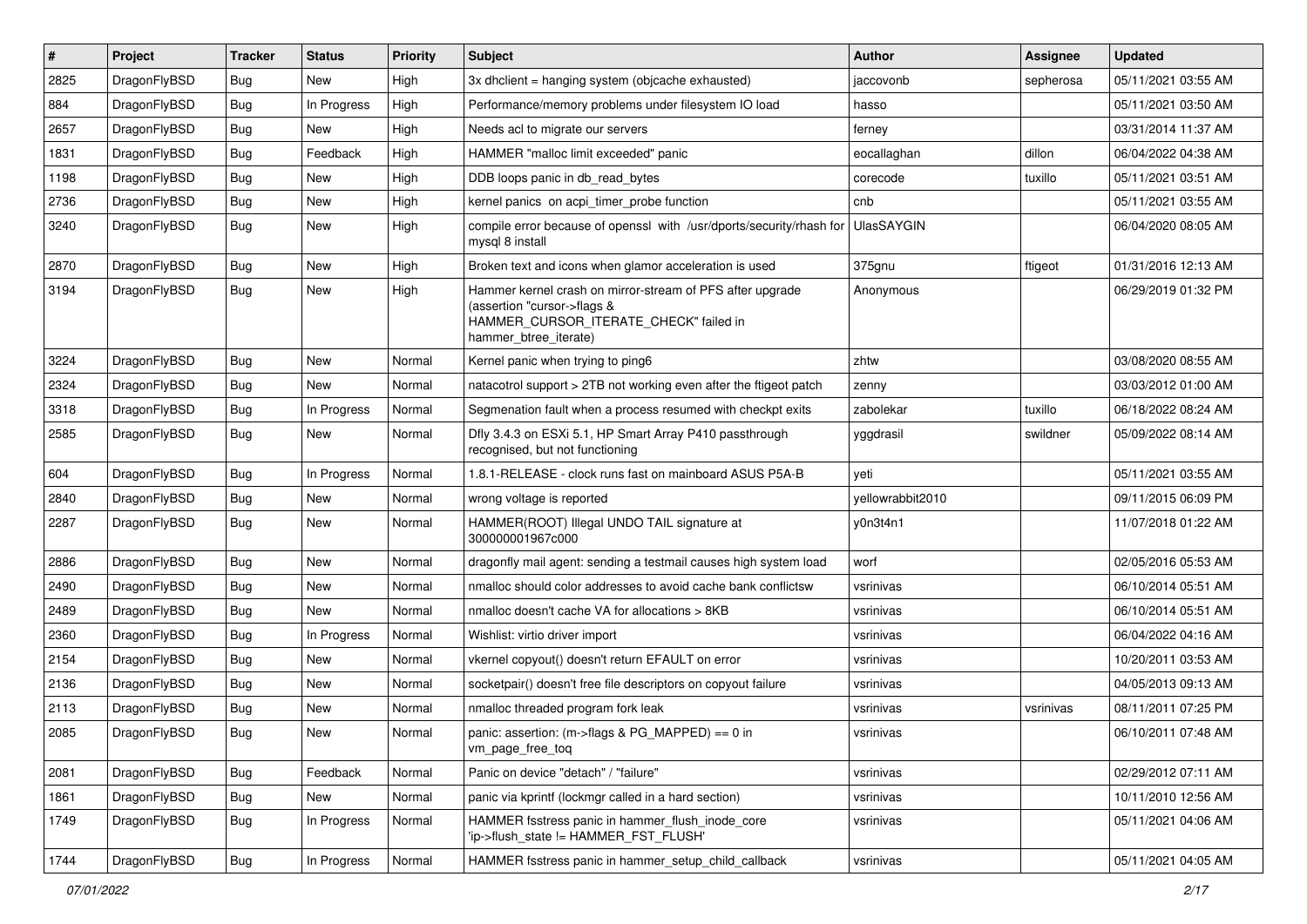| # | Project | Tracker | Status | Priority | Subject | Author | Assignee | Updated |
|---|---|---|---|---|---|---|---|---|
| 2825 | DragonFlyBSD | Bug | New | High | 3x dhclient = hanging system (objcache exhausted) | jaccovonb | sepherosa | 05/11/2021 03:55 AM |
| 884 | DragonFlyBSD | Bug | In Progress | High | Performance/memory problems under filesystem IO load | hasso | | 05/11/2021 03:50 AM |
| 2657 | DragonFlyBSD | Bug | New | High | Needs acl to migrate our servers | ferney | | 03/31/2014 11:37 AM |
| 1831 | DragonFlyBSD | Bug | Feedback | High | HAMMER "malloc limit exceeded" panic | eocallaghan | dillon | 06/04/2022 04:38 AM |
| 1198 | DragonFlyBSD | Bug | New | High | DDB loops panic in db_read_bytes | corecode | tuxillo | 05/11/2021 03:51 AM |
| 2736 | DragonFlyBSD | Bug | New | High | kernel panics on acpi_timer_probe function | cnb | | 05/11/2021 03:55 AM |
| 3240 | DragonFlyBSD | Bug | New | High | compile error because of openssl with /usr/dports/security/rhash for mysql 8 install | UlasSAYGIN | | 06/04/2020 08:05 AM |
| 2870 | DragonFlyBSD | Bug | New | High | Broken text and icons when glamor acceleration is used | 375gnu | ftigeot | 01/31/2016 12:13 AM |
| 3194 | DragonFlyBSD | Bug | New | High | Hammer kernel crash on mirror-stream of PFS after upgrade (assertion "cursor->flags & HAMMER_CURSOR_ITERATE_CHECK" failed in hammer_btree_iterate) | Anonymous | | 06/29/2019 01:32 PM |
| 3224 | DragonFlyBSD | Bug | New | Normal | Kernel panic when trying to ping6 | zhtw | | 03/08/2020 08:55 AM |
| 2324 | DragonFlyBSD | Bug | New | Normal | natacotrol support > 2TB not working even after the ftigeot patch | zenny | | 03/03/2012 01:00 AM |
| 3318 | DragonFlyBSD | Bug | In Progress | Normal | Segmenation fault when a process resumed with checkpt exits | zabolekar | tuxillo | 06/18/2022 08:24 AM |
| 2585 | DragonFlyBSD | Bug | New | Normal | Dfly 3.4.3 on ESXi 5.1, HP Smart Array P410 passthrough recognised, but not functioning | yggdrasil | swildner | 05/09/2022 08:14 AM |
| 604 | DragonFlyBSD | Bug | In Progress | Normal | 1.8.1-RELEASE - clock runs fast on mainboard ASUS P5A-B | yeti | | 05/11/2021 03:55 AM |
| 2840 | DragonFlyBSD | Bug | New | Normal | wrong voltage is reported | yellowrabbit2010 | | 09/11/2015 06:09 PM |
| 2287 | DragonFlyBSD | Bug | New | Normal | HAMMER(ROOT) Illegal UNDO TAIL signature at 300000001967c000 | y0n3t4n1 | | 11/07/2018 01:22 AM |
| 2886 | DragonFlyBSD | Bug | New | Normal | dragonfly mail agent: sending a testmail causes high system load | worf | | 02/05/2016 05:53 AM |
| 2490 | DragonFlyBSD | Bug | New | Normal | nmalloc should color addresses to avoid cache bank conflictsw | vsrinivas | | 06/10/2014 05:51 AM |
| 2489 | DragonFlyBSD | Bug | New | Normal | nmalloc doesn't cache VA for allocations > 8KB | vsrinivas | | 06/10/2014 05:51 AM |
| 2360 | DragonFlyBSD | Bug | In Progress | Normal | Wishlist: virtio driver import | vsrinivas | | 06/04/2022 04:16 AM |
| 2154 | DragonFlyBSD | Bug | New | Normal | vkernel copyout() doesn't return EFAULT on error | vsrinivas | | 10/20/2011 03:53 AM |
| 2136 | DragonFlyBSD | Bug | New | Normal | socketpair() doesn't free file descriptors on copyout failure | vsrinivas | | 04/05/2013 09:13 AM |
| 2113 | DragonFlyBSD | Bug | New | Normal | nmalloc threaded program fork leak | vsrinivas | vsrinivas | 08/11/2011 07:25 PM |
| 2085 | DragonFlyBSD | Bug | New | Normal | panic: assertion: (m->flags & PG_MAPPED) == 0 in vm_page_free_toq | vsrinivas | | 06/10/2011 07:48 AM |
| 2081 | DragonFlyBSD | Bug | Feedback | Normal | Panic on device "detach" / "failure" | vsrinivas | | 02/29/2012 07:11 AM |
| 1861 | DragonFlyBSD | Bug | New | Normal | panic via kprintf (lockmgr called in a hard section) | vsrinivas | | 10/11/2010 12:56 AM |
| 1749 | DragonFlyBSD | Bug | In Progress | Normal | HAMMER fsstress panic in hammer_flush_inode_core 'ip->flush_state != HAMMER_FST_FLUSH' | vsrinivas | | 05/11/2021 04:06 AM |
| 1744 | DragonFlyBSD | Bug | In Progress | Normal | HAMMER fsstress panic in hammer_setup_child_callback | vsrinivas | | 05/11/2021 04:05 AM |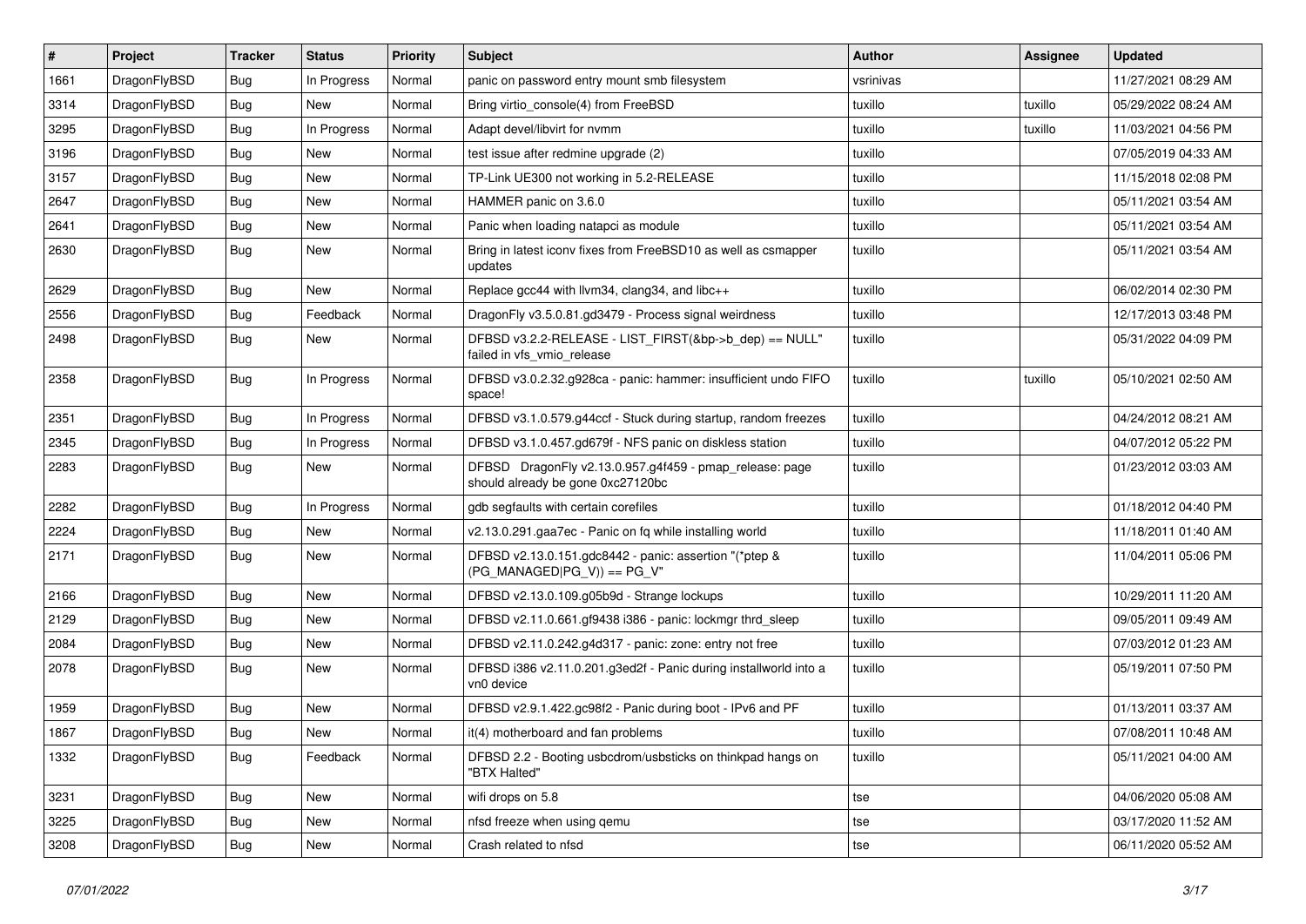| # | Project | Tracker | Status | Priority | Subject | Author | Assignee | Updated |
|---|---|---|---|---|---|---|---|---|
| 1661 | DragonFlyBSD | Bug | In Progress | Normal | panic on password entry mount smb filesystem | vsrinivas | | 11/27/2021 08:29 AM |
| 3314 | DragonFlyBSD | Bug | New | Normal | Bring virtio_console(4) from FreeBSD | tuxillo | tuxillo | 05/29/2022 08:24 AM |
| 3295 | DragonFlyBSD | Bug | In Progress | Normal | Adapt devel/libvirt for nvmm | tuxillo | tuxillo | 11/03/2021 04:56 PM |
| 3196 | DragonFlyBSD | Bug | New | Normal | test issue after redmine upgrade (2) | tuxillo | | 07/05/2019 04:33 AM |
| 3157 | DragonFlyBSD | Bug | New | Normal | TP-Link UE300 not working in 5.2-RELEASE | tuxillo | | 11/15/2018 02:08 PM |
| 2647 | DragonFlyBSD | Bug | New | Normal | HAMMER panic on 3.6.0 | tuxillo | | 05/11/2021 03:54 AM |
| 2641 | DragonFlyBSD | Bug | New | Normal | Panic when loading natapci as module | tuxillo | | 05/11/2021 03:54 AM |
| 2630 | DragonFlyBSD | Bug | New | Normal | Bring in latest iconv fixes from FreeBSD10 as well as csmapper updates | tuxillo | | 05/11/2021 03:54 AM |
| 2629 | DragonFlyBSD | Bug | New | Normal | Replace gcc44 with llvm34, clang34, and libc++ | tuxillo | | 06/02/2014 02:30 PM |
| 2556 | DragonFlyBSD | Bug | Feedback | Normal | DragonFly v3.5.0.81.gd3479 - Process signal weirdness | tuxillo | | 12/17/2013 03:48 PM |
| 2498 | DragonFlyBSD | Bug | New | Normal | DFBSD v3.2.2-RELEASE - LIST_FIRST(&bp->b_dep) == NULL" failed in vfs_vmio_release | tuxillo | | 05/31/2022 04:09 PM |
| 2358 | DragonFlyBSD | Bug | In Progress | Normal | DFBSD v3.0.2.32.g928ca - panic: hammer: insufficient undo FIFO space! | tuxillo | tuxillo | 05/10/2021 02:50 AM |
| 2351 | DragonFlyBSD | Bug | In Progress | Normal | DFBSD v3.1.0.579.g44ccf - Stuck during startup, random freezes | tuxillo | | 04/24/2012 08:21 AM |
| 2345 | DragonFlyBSD | Bug | In Progress | Normal | DFBSD v3.1.0.457.gd679f - NFS panic on diskless station | tuxillo | | 04/07/2012 05:22 PM |
| 2283 | DragonFlyBSD | Bug | New | Normal | DFBSD DragonFly v2.13.0.957.g4f459 - pmap_release: page should already be gone 0xc27120bc | tuxillo | | 01/23/2012 03:03 AM |
| 2282 | DragonFlyBSD | Bug | In Progress | Normal | gdb segfaults with certain corefiles | tuxillo | | 01/18/2012 04:40 PM |
| 2224 | DragonFlyBSD | Bug | New | Normal | v2.13.0.291.gaa7ec - Panic on fq while installing world | tuxillo | | 11/18/2011 01:40 AM |
| 2171 | DragonFlyBSD | Bug | New | Normal | DFBSD v2.13.0.151.gdc8442 - panic: assertion "(*ptep & (PG_MANAGED\|PG_V)) == PG_V" | tuxillo | | 11/04/2011 05:06 PM |
| 2166 | DragonFlyBSD | Bug | New | Normal | DFBSD v2.13.0.109.g05b9d - Strange lockups | tuxillo | | 10/29/2011 11:20 AM |
| 2129 | DragonFlyBSD | Bug | New | Normal | DFBSD v2.11.0.661.gf9438 i386 - panic: lockmgr thrd_sleep | tuxillo | | 09/05/2011 09:49 AM |
| 2084 | DragonFlyBSD | Bug | New | Normal | DFBSD v2.11.0.242.g4d317 - panic: zone: entry not free | tuxillo | | 07/03/2012 01:23 AM |
| 2078 | DragonFlyBSD | Bug | New | Normal | DFBSD i386 v2.11.0.201.g3ed2f - Panic during installworld into a vn0 device | tuxillo | | 05/19/2011 07:50 PM |
| 1959 | DragonFlyBSD | Bug | New | Normal | DFBSD v2.9.1.422.gc98f2 - Panic during boot - IPv6 and PF | tuxillo | | 01/13/2011 03:37 AM |
| 1867 | DragonFlyBSD | Bug | New | Normal | it(4) motherboard and fan problems | tuxillo | | 07/08/2011 10:48 AM |
| 1332 | DragonFlyBSD | Bug | Feedback | Normal | DFBSD 2.2 - Booting usbcdrom/usbsticks on thinkpad hangs on "BTX Halted" | tuxillo | | 05/11/2021 04:00 AM |
| 3231 | DragonFlyBSD | Bug | New | Normal | wifi drops on 5.8 | tse | | 04/06/2020 05:08 AM |
| 3225 | DragonFlyBSD | Bug | New | Normal | nfsd freeze when using qemu | tse | | 03/17/2020 11:52 AM |
| 3208 | DragonFlyBSD | Bug | New | Normal | Crash related to nfsd | tse | | 06/11/2020 05:52 AM |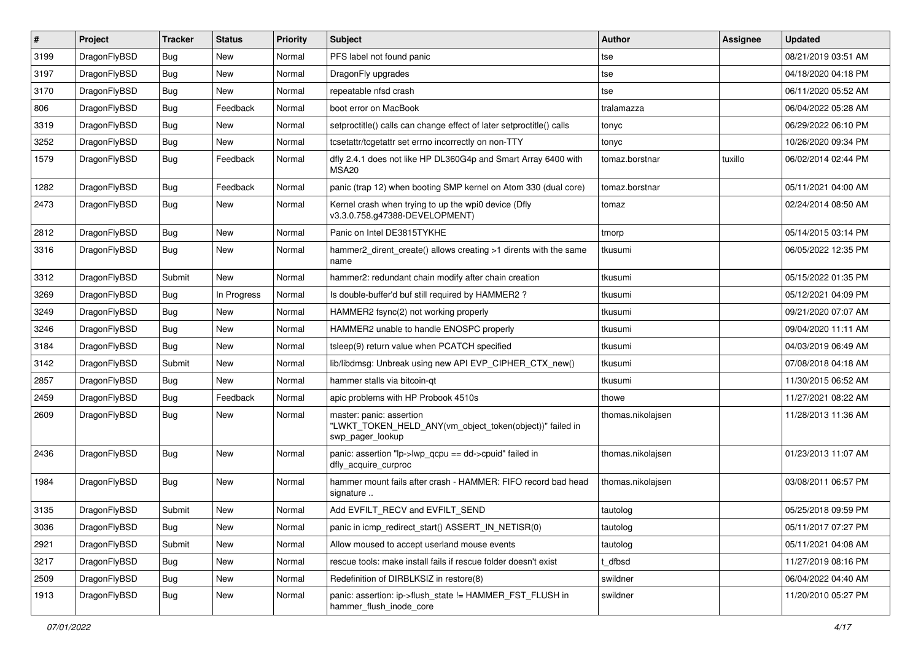| # | Project | Tracker | Status | Priority | Subject | Author | Assignee | Updated |
|---|---|---|---|---|---|---|---|---|
| 3199 | DragonFlyBSD | Bug | New | Normal | PFS label not found panic | tse | | 08/21/2019 03:51 AM |
| 3197 | DragonFlyBSD | Bug | New | Normal | DragonFly upgrades | tse | | 04/18/2020 04:18 PM |
| 3170 | DragonFlyBSD | Bug | New | Normal | repeatable nfsd crash | tse | | 06/11/2020 05:52 AM |
| 806 | DragonFlyBSD | Bug | Feedback | Normal | boot error on MacBook | tralamazza | | 06/04/2022 05:28 AM |
| 3319 | DragonFlyBSD | Bug | New | Normal | setproctitle() calls can change effect of later setproctitle() calls | tonyc | | 06/29/2022 06:10 PM |
| 3252 | DragonFlyBSD | Bug | New | Normal | tcsetattr/tcgetattr set errno incorrectly on non-TTY | tonyc | | 10/26/2020 09:34 PM |
| 1579 | DragonFlyBSD | Bug | Feedback | Normal | dfly 2.4.1 does not like HP DL360G4p and Smart Array 6400 with MSA20 | tomaz.borstnar | tuxillo | 06/02/2014 02:44 PM |
| 1282 | DragonFlyBSD | Bug | Feedback | Normal | panic (trap 12) when booting SMP kernel on Atom 330 (dual core) | tomaz.borstnar | | 05/11/2021 04:00 AM |
| 2473 | DragonFlyBSD | Bug | New | Normal | Kernel crash when trying to up the wpi0 device (Dfly v3.3.0.758.g47388-DEVELOPMENT) | tomaz | | 02/24/2014 08:50 AM |
| 2812 | DragonFlyBSD | Bug | New | Normal | Panic on Intel DE3815TYKHE | tmorp | | 05/14/2015 03:14 PM |
| 3316 | DragonFlyBSD | Bug | New | Normal | hammer2_dirent_create() allows creating >1 dirents with the same name | tkusumi | | 06/05/2022 12:35 PM |
| 3312 | DragonFlyBSD | Submit | New | Normal | hammer2: redundant chain modify after chain creation | tkusumi | | 05/15/2022 01:35 PM |
| 3269 | DragonFlyBSD | Bug | In Progress | Normal | Is double-buffer'd buf still required by HAMMER2 ? | tkusumi | | 05/12/2021 04:09 PM |
| 3249 | DragonFlyBSD | Bug | New | Normal | HAMMER2 fsync(2) not working properly | tkusumi | | 09/21/2020 07:07 AM |
| 3246 | DragonFlyBSD | Bug | New | Normal | HAMMER2 unable to handle ENOSPC properly | tkusumi | | 09/04/2020 11:11 AM |
| 3184 | DragonFlyBSD | Bug | New | Normal | tsleep(9) return value when PCATCH specified | tkusumi | | 04/03/2019 06:49 AM |
| 3142 | DragonFlyBSD | Submit | New | Normal | lib/libdmsg: Unbreak using new API EVP_CIPHER_CTX_new() | tkusumi | | 07/08/2018 04:18 AM |
| 2857 | DragonFlyBSD | Bug | New | Normal | hammer stalls via bitcoin-qt | tkusumi | | 11/30/2015 06:52 AM |
| 2459 | DragonFlyBSD | Bug | Feedback | Normal | apic problems with HP Probook 4510s | thowe | | 11/27/2021 08:22 AM |
| 2609 | DragonFlyBSD | Bug | New | Normal | master: panic: assertion "LWKT_TOKEN_HELD_ANY(vm_object_token(object))" failed in swp_pager_lookup | thomas.nikolajsen | | 11/28/2013 11:36 AM |
| 2436 | DragonFlyBSD | Bug | New | Normal | panic: assertion "lp->lwp_qcpu == dd->cpuid" failed in dfly_acquire_curproc | thomas.nikolajsen | | 01/23/2013 11:07 AM |
| 1984 | DragonFlyBSD | Bug | New | Normal | hammer mount fails after crash - HAMMER: FIFO record bad head signature .. | thomas.nikolajsen | | 03/08/2011 06:57 PM |
| 3135 | DragonFlyBSD | Submit | New | Normal | Add EVFILT_RECV and EVFILT_SEND | tautolog | | 05/25/2018 09:59 PM |
| 3036 | DragonFlyBSD | Bug | New | Normal | panic in icmp_redirect_start() ASSERT_IN_NETISR(0) | tautolog | | 05/11/2017 07:27 PM |
| 2921 | DragonFlyBSD | Submit | New | Normal | Allow moused to accept userland mouse events | tautolog | | 05/11/2021 04:08 AM |
| 3217 | DragonFlyBSD | Bug | New | Normal | rescue tools: make install fails if rescue folder doesn't exist | t_dfbsd | | 11/27/2019 08:16 PM |
| 2509 | DragonFlyBSD | Bug | New | Normal | Redefinition of DIRBLKSIZ in restore(8) | swildner | | 06/04/2022 04:40 AM |
| 1913 | DragonFlyBSD | Bug | New | Normal | panic: assertion: ip->flush_state != HAMMER_FST_FLUSH in hammer_flush_inode_core | swildner | | 11/20/2010 05:27 PM |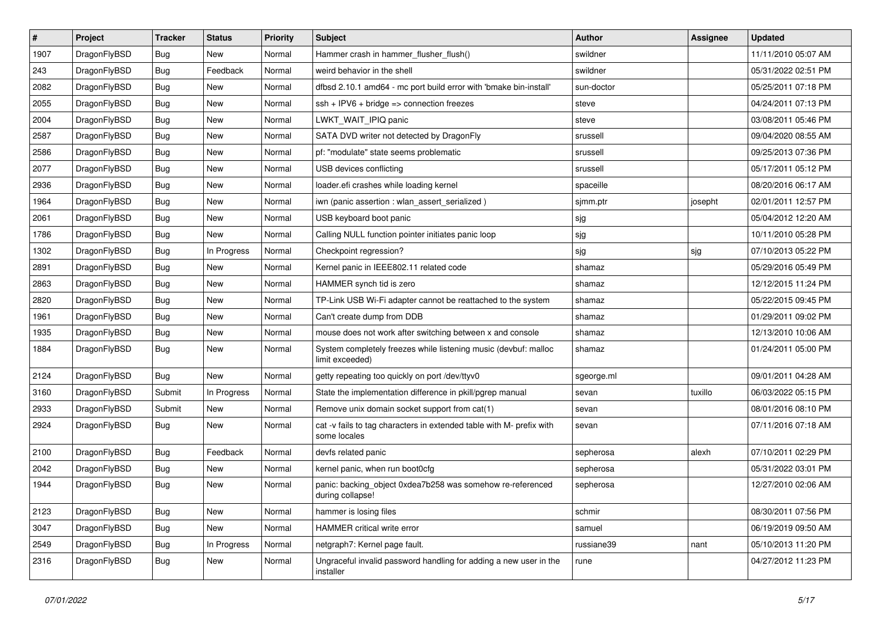| # | Project | Tracker | Status | Priority | Subject | Author | Assignee | Updated |
|---|---|---|---|---|---|---|---|---|
| 1907 | DragonFlyBSD | Bug | New | Normal | Hammer crash in hammer_flusher_flush() | swildner | | 11/11/2010 05:07 AM |
| 243 | DragonFlyBSD | Bug | Feedback | Normal | weird behavior in the shell | swildner | | 05/31/2022 02:51 PM |
| 2082 | DragonFlyBSD | Bug | New | Normal | dfbsd 2.10.1 amd64 - mc port build error with 'bmake bin-install' | sun-doctor | | 05/25/2011 07:18 PM |
| 2055 | DragonFlyBSD | Bug | New | Normal | ssh + IPV6 + bridge => connection freezes | steve | | 04/24/2011 07:13 PM |
| 2004 | DragonFlyBSD | Bug | New | Normal | LWKT_WAIT_IPIQ panic | steve | | 03/08/2011 05:46 PM |
| 2587 | DragonFlyBSD | Bug | New | Normal | SATA DVD writer not detected by DragonFly | srussell | | 09/04/2020 08:55 AM |
| 2586 | DragonFlyBSD | Bug | New | Normal | pf: "modulate" state seems problematic | srussell | | 09/25/2013 07:36 PM |
| 2077 | DragonFlyBSD | Bug | New | Normal | USB devices conflicting | srussell | | 05/17/2011 05:12 PM |
| 2936 | DragonFlyBSD | Bug | New | Normal | loader.efi crashes while loading kernel | spaceille | | 08/20/2016 06:17 AM |
| 1964 | DragonFlyBSD | Bug | New | Normal | iwn (panic assertion : wlan_assert_serialized ) | sjmm.ptr | josepht | 02/01/2011 12:57 PM |
| 2061 | DragonFlyBSD | Bug | New | Normal | USB keyboard boot panic | sjg | | 05/04/2012 12:20 AM |
| 1786 | DragonFlyBSD | Bug | New | Normal | Calling NULL function pointer initiates panic loop | sjg | | 10/11/2010 05:28 PM |
| 1302 | DragonFlyBSD | Bug | In Progress | Normal | Checkpoint regression? | sjg | sjg | 07/10/2013 05:22 PM |
| 2891 | DragonFlyBSD | Bug | New | Normal | Kernel panic in IEEE802.11 related code | shamaz | | 05/29/2016 05:49 PM |
| 2863 | DragonFlyBSD | Bug | New | Normal | HAMMER synch tid is zero | shamaz | | 12/12/2015 11:24 PM |
| 2820 | DragonFlyBSD | Bug | New | Normal | TP-Link USB Wi-Fi adapter cannot be reattached to the system | shamaz | | 05/22/2015 09:45 PM |
| 1961 | DragonFlyBSD | Bug | New | Normal | Can't create dump from DDB | shamaz | | 01/29/2011 09:02 PM |
| 1935 | DragonFlyBSD | Bug | New | Normal | mouse does not work after switching between x and console | shamaz | | 12/13/2010 10:06 AM |
| 1884 | DragonFlyBSD | Bug | New | Normal | System completely freezes while listening music (devbuf: malloc limit exceeded) | shamaz | | 01/24/2011 05:00 PM |
| 2124 | DragonFlyBSD | Bug | New | Normal | getty repeating too quickly on port /dev/ttyv0 | sgeorge.ml | | 09/01/2011 04:28 AM |
| 3160 | DragonFlyBSD | Submit | In Progress | Normal | State the implementation difference in pkill/pgrep manual | sevan | tuxillo | 06/03/2022 05:15 PM |
| 2933 | DragonFlyBSD | Submit | New | Normal | Remove unix domain socket support from cat(1) | sevan | | 08/01/2016 08:10 PM |
| 2924 | DragonFlyBSD | Bug | New | Normal | cat -v fails to tag characters in extended table with M- prefix with some locales | sevan | | 07/11/2016 07:18 AM |
| 2100 | DragonFlyBSD | Bug | Feedback | Normal | devfs related panic | sepherosa | alexh | 07/10/2011 02:29 PM |
| 2042 | DragonFlyBSD | Bug | New | Normal | kernel panic, when run boot0cfg | sepherosa | | 05/31/2022 03:01 PM |
| 1944 | DragonFlyBSD | Bug | New | Normal | panic: backing_object 0xdea7b258 was somehow re-referenced during collapse! | sepherosa | | 12/27/2010 02:06 AM |
| 2123 | DragonFlyBSD | Bug | New | Normal | hammer is losing files | schmir | | 08/30/2011 07:56 PM |
| 3047 | DragonFlyBSD | Bug | New | Normal | HAMMER critical write error | samuel | | 06/19/2019 09:50 AM |
| 2549 | DragonFlyBSD | Bug | In Progress | Normal | netgraph7: Kernel page fault. | russiane39 | nant | 05/10/2013 11:20 PM |
| 2316 | DragonFlyBSD | Bug | New | Normal | Ungraceful invalid password handling for adding a new user in the installer | rune | | 04/27/2012 11:23 PM |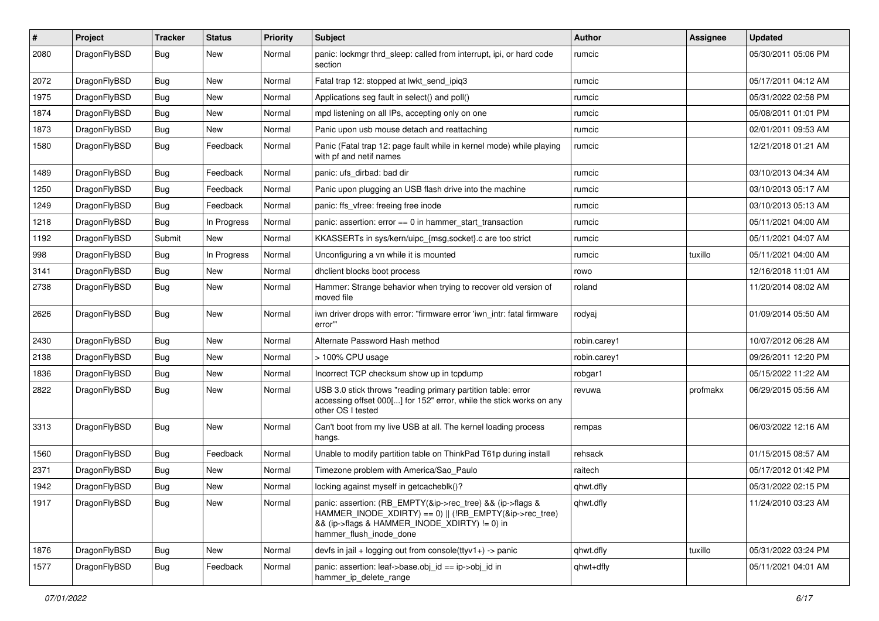| # | Project | Tracker | Status | Priority | Subject | Author | Assignee | Updated |
|---|---|---|---|---|---|---|---|---|
| 2080 | DragonFlyBSD | Bug | New | Normal | panic: lockmgr thrd_sleep: called from interrupt, ipi, or hard code section | rumcic | | 05/30/2011 05:06 PM |
| 2072 | DragonFlyBSD | Bug | New | Normal | Fatal trap 12: stopped at lwkt_send_ipiq3 | rumcic | | 05/17/2011 04:12 AM |
| 1975 | DragonFlyBSD | Bug | New | Normal | Applications seg fault in select() and poll() | rumcic | | 05/31/2022 02:58 PM |
| 1874 | DragonFlyBSD | Bug | New | Normal | mpd listening on all IPs, accepting only on one | rumcic | | 05/08/2011 01:01 PM |
| 1873 | DragonFlyBSD | Bug | New | Normal | Panic upon usb mouse detach and reattaching | rumcic | | 02/01/2011 09:53 AM |
| 1580 | DragonFlyBSD | Bug | Feedback | Normal | Panic (Fatal trap 12: page fault while in kernel mode) while playing with pf and netif names | rumcic | | 12/21/2018 01:21 AM |
| 1489 | DragonFlyBSD | Bug | Feedback | Normal | panic: ufs_dirbad: bad dir | rumcic | | 03/10/2013 04:34 AM |
| 1250 | DragonFlyBSD | Bug | Feedback | Normal | Panic upon plugging an USB flash drive into the machine | rumcic | | 03/10/2013 05:17 AM |
| 1249 | DragonFlyBSD | Bug | Feedback | Normal | panic: ffs_vfree: freeing free inode | rumcic | | 03/10/2013 05:13 AM |
| 1218 | DragonFlyBSD | Bug | In Progress | Normal | panic: assertion: error == 0 in hammer_start_transaction | rumcic | | 05/11/2021 04:00 AM |
| 1192 | DragonFlyBSD | Submit | New | Normal | KKASSERTs in sys/kern/uipc_{msg,socket}.c are too strict | rumcic | | 05/11/2021 04:07 AM |
| 998 | DragonFlyBSD | Bug | In Progress | Normal | Unconfiguring a vn while it is mounted | rumcic | tuxillo | 05/11/2021 04:00 AM |
| 3141 | DragonFlyBSD | Bug | New | Normal | dhclient blocks boot process | rowo | | 12/16/2018 11:01 AM |
| 2738 | DragonFlyBSD | Bug | New | Normal | Hammer: Strange behavior when trying to recover old version of moved file | roland | | 11/20/2014 08:02 AM |
| 2626 | DragonFlyBSD | Bug | New | Normal | iwn driver drops with error: "firmware error 'iwn_intr: fatal firmware error'" | rodyaj | | 01/09/2014 05:50 AM |
| 2430 | DragonFlyBSD | Bug | New | Normal | Alternate Password Hash method | robin.carey1 | | 10/07/2012 06:28 AM |
| 2138 | DragonFlyBSD | Bug | New | Normal | > 100% CPU usage | robin.carey1 | | 09/26/2011 12:20 PM |
| 1836 | DragonFlyBSD | Bug | New | Normal | Incorrect TCP checksum show up in tcpdump | robgar1 | | 05/15/2022 11:22 AM |
| 2822 | DragonFlyBSD | Bug | New | Normal | USB 3.0 stick throws "reading primary partition table: error accessing offset 000[...] for 152" error, while the stick works on any other OS I tested | revuwa | profmakx | 06/29/2015 05:56 AM |
| 3313 | DragonFlyBSD | Bug | New | Normal | Can't boot from my live USB at all. The kernel loading process hangs. | rempas | | 06/03/2022 12:16 AM |
| 1560 | DragonFlyBSD | Bug | Feedback | Normal | Unable to modify partition table on ThinkPad T61p during install | rehsack | | 01/15/2015 08:57 AM |
| 2371 | DragonFlyBSD | Bug | New | Normal | Timezone problem with America/Sao_Paulo | raitech | | 05/17/2012 01:42 PM |
| 1942 | DragonFlyBSD | Bug | New | Normal | locking against myself in getcacheblk()? | qhwt.dfly | | 05/31/2022 02:15 PM |
| 1917 | DragonFlyBSD | Bug | New | Normal | panic: assertion: (RB_EMPTY(&ip->rec_tree) && (ip->flags & HAMMER_INODE_XDIRTY) == 0) \|\| (!RB_EMPTY(&ip->rec_tree) && (ip->flags & HAMMER_INODE_XDIRTY) != 0) in hammer_flush_inode_done | qhwt.dfly | | 11/24/2010 03:23 AM |
| 1876 | DragonFlyBSD | Bug | New | Normal | devfs in jail + logging out from console(ttyv1+) -> panic | qhwt.dfly | tuxillo | 05/31/2022 03:24 PM |
| 1577 | DragonFlyBSD | Bug | Feedback | Normal | panic: assertion: leaf->base.obj_id == ip->obj_id in hammer_ip_delete_range | qhwt+dfly | | 05/11/2021 04:01 AM |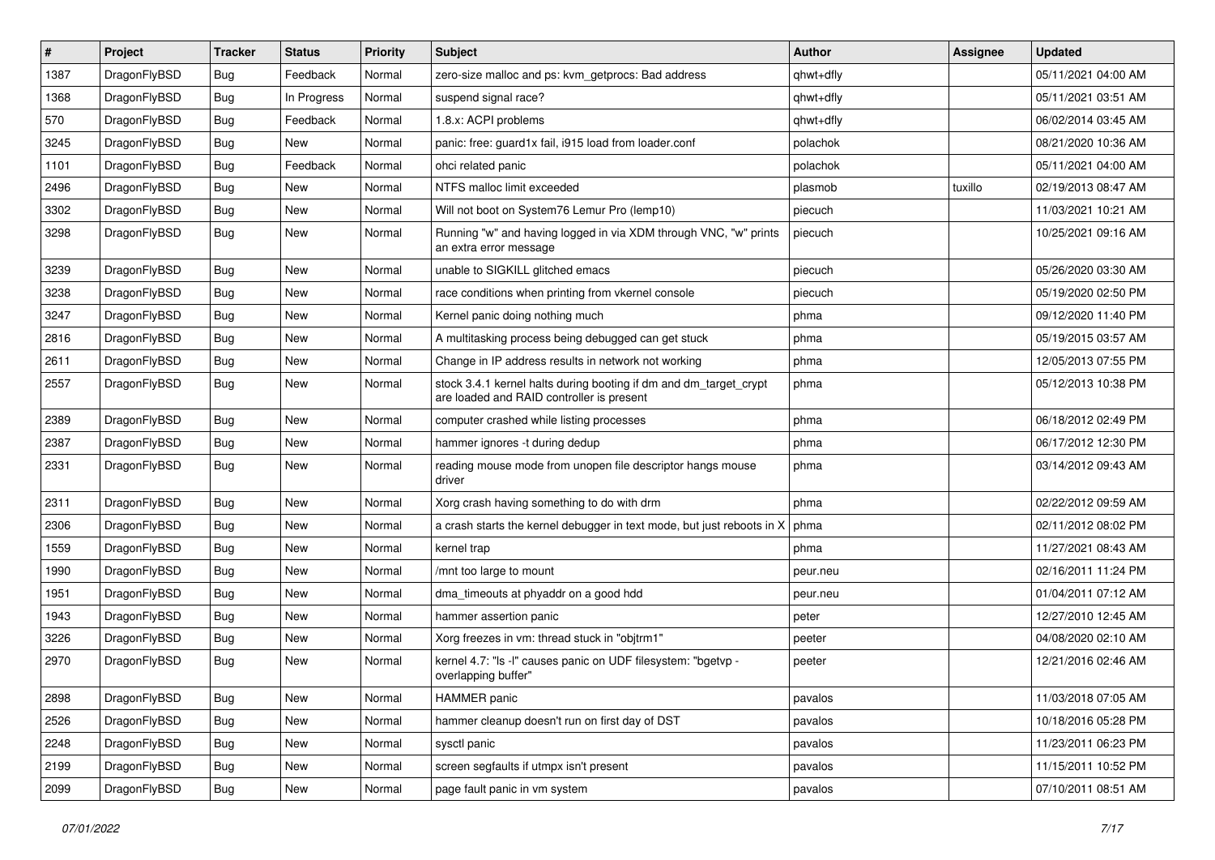| # | Project | Tracker | Status | Priority | Subject | Author | Assignee | Updated |
|---|---|---|---|---|---|---|---|---|
| 1387 | DragonFlyBSD | Bug | Feedback | Normal | zero-size malloc and ps: kvm_getprocs: Bad address | qhwt+dfly | | 05/11/2021 04:00 AM |
| 1368 | DragonFlyBSD | Bug | In Progress | Normal | suspend signal race? | qhwt+dfly | | 05/11/2021 03:51 AM |
| 570 | DragonFlyBSD | Bug | Feedback | Normal | 1.8.x: ACPI problems | qhwt+dfly | | 06/02/2014 03:45 AM |
| 3245 | DragonFlyBSD | Bug | New | Normal | panic: free: guard1x fail, i915 load from loader.conf | polachok | | 08/21/2020 10:36 AM |
| 1101 | DragonFlyBSD | Bug | Feedback | Normal | ohci related panic | polachok | | 05/11/2021 04:00 AM |
| 2496 | DragonFlyBSD | Bug | New | Normal | NTFS malloc limit exceeded | plasmob | tuxillo | 02/19/2013 08:47 AM |
| 3302 | DragonFlyBSD | Bug | New | Normal | Will not boot on System76 Lemur Pro (lemp10) | piecuch | | 11/03/2021 10:21 AM |
| 3298 | DragonFlyBSD | Bug | New | Normal | Running "w" and having logged in via XDM through VNC, "w" prints an extra error message | piecuch | | 10/25/2021 09:16 AM |
| 3239 | DragonFlyBSD | Bug | New | Normal | unable to SIGKILL glitched emacs | piecuch | | 05/26/2020 03:30 AM |
| 3238 | DragonFlyBSD | Bug | New | Normal | race conditions when printing from vkernel console | piecuch | | 05/19/2020 02:50 PM |
| 3247 | DragonFlyBSD | Bug | New | Normal | Kernel panic doing nothing much | phma | | 09/12/2020 11:40 PM |
| 2816 | DragonFlyBSD | Bug | New | Normal | A multitasking process being debugged can get stuck | phma | | 05/19/2015 03:57 AM |
| 2611 | DragonFlyBSD | Bug | New | Normal | Change in IP address results in network not working | phma | | 12/05/2013 07:55 PM |
| 2557 | DragonFlyBSD | Bug | New | Normal | stock 3.4.1 kernel halts during booting if dm and dm_target_crypt are loaded and RAID controller is present | phma | | 05/12/2013 10:38 PM |
| 2389 | DragonFlyBSD | Bug | New | Normal | computer crashed while listing processes | phma | | 06/18/2012 02:49 PM |
| 2387 | DragonFlyBSD | Bug | New | Normal | hammer ignores -t during dedup | phma | | 06/17/2012 12:30 PM |
| 2331 | DragonFlyBSD | Bug | New | Normal | reading mouse mode from unopen file descriptor hangs mouse driver | phma | | 03/14/2012 09:43 AM |
| 2311 | DragonFlyBSD | Bug | New | Normal | Xorg crash having something to do with drm | phma | | 02/22/2012 09:59 AM |
| 2306 | DragonFlyBSD | Bug | New | Normal | a crash starts the kernel debugger in text mode, but just reboots in X | phma | | 02/11/2012 08:02 PM |
| 1559 | DragonFlyBSD | Bug | New | Normal | kernel trap | phma | | 11/27/2021 08:43 AM |
| 1990 | DragonFlyBSD | Bug | New | Normal | /mnt too large to mount | peur.neu | | 02/16/2011 11:24 PM |
| 1951 | DragonFlyBSD | Bug | New | Normal | dma_timeouts at phyaddr on a good hdd | peur.neu | | 01/04/2011 07:12 AM |
| 1943 | DragonFlyBSD | Bug | New | Normal | hammer assertion panic | peter | | 12/27/2010 12:45 AM |
| 3226 | DragonFlyBSD | Bug | New | Normal | Xorg freezes in vm: thread stuck in "objtrm1" | peeter | | 04/08/2020 02:10 AM |
| 2970 | DragonFlyBSD | Bug | New | Normal | kernel 4.7: "ls -l" causes panic on UDF filesystem: "bgetvp - overlapping buffer" | peeter | | 12/21/2016 02:46 AM |
| 2898 | DragonFlyBSD | Bug | New | Normal | HAMMER panic | pavalos | | 11/03/2018 07:05 AM |
| 2526 | DragonFlyBSD | Bug | New | Normal | hammer cleanup doesn't run on first day of DST | pavalos | | 10/18/2016 05:28 PM |
| 2248 | DragonFlyBSD | Bug | New | Normal | sysctl panic | pavalos | | 11/23/2011 06:23 PM |
| 2199 | DragonFlyBSD | Bug | New | Normal | screen segfaults if utmpx isn't present | pavalos | | 11/15/2011 10:52 PM |
| 2099 | DragonFlyBSD | Bug | New | Normal | page fault panic in vm system | pavalos | | 07/10/2011 08:51 AM |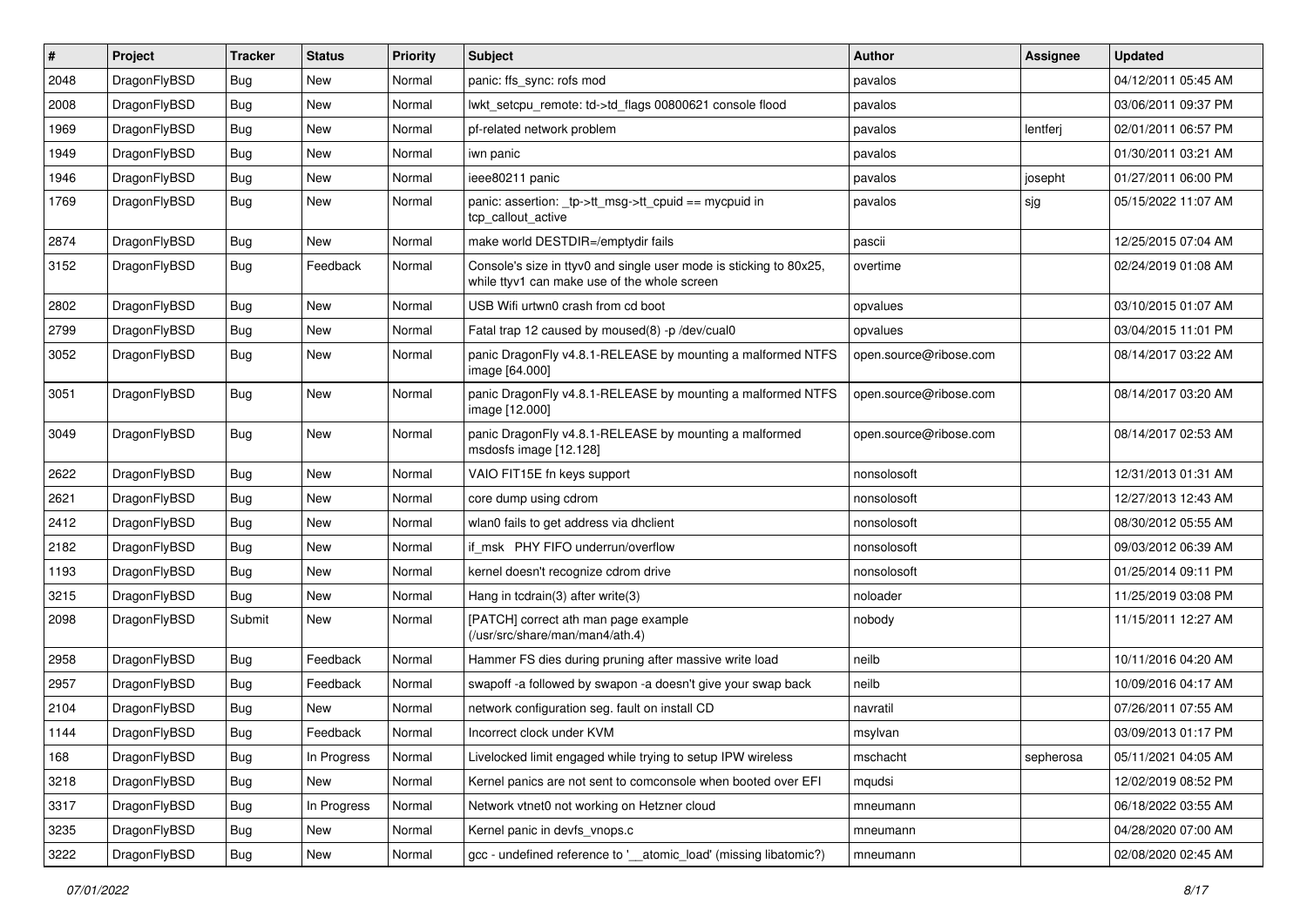| # | Project | Tracker | Status | Priority | Subject | Author | Assignee | Updated |
|---|---|---|---|---|---|---|---|---|
| 2048 | DragonFlyBSD | Bug | New | Normal | panic: ffs_sync: rofs mod | pavalos | | 04/12/2011 05:45 AM |
| 2008 | DragonFlyBSD | Bug | New | Normal | lwkt_setcpu_remote: td->td_flags 00800621 console flood | pavalos | | 03/06/2011 09:37 PM |
| 1969 | DragonFlyBSD | Bug | New | Normal | pf-related network problem | pavalos | lentferj | 02/01/2011 06:57 PM |
| 1949 | DragonFlyBSD | Bug | New | Normal | iwn panic | pavalos | | 01/30/2011 03:21 AM |
| 1946 | DragonFlyBSD | Bug | New | Normal | ieee80211 panic | pavalos | josepht | 01/27/2011 06:00 PM |
| 1769 | DragonFlyBSD | Bug | New | Normal | panic: assertion: _tp->tt_msg->tt_cpuid == mycpuid in tcp_callout_active | pavalos | sjg | 05/15/2022 11:07 AM |
| 2874 | DragonFlyBSD | Bug | New | Normal | make world DESTDIR=/emptydir fails | pascii | | 12/25/2015 07:04 AM |
| 3152 | DragonFlyBSD | Bug | Feedback | Normal | Console's size in ttyv0 and single user mode is sticking to 80x25, while ttyv1 can make use of the whole screen | overtime | | 02/24/2019 01:08 AM |
| 2802 | DragonFlyBSD | Bug | New | Normal | USB Wifi urtwn0 crash from cd boot | opvalues | | 03/10/2015 01:07 AM |
| 2799 | DragonFlyBSD | Bug | New | Normal | Fatal trap 12 caused by moused(8) -p /dev/cual0 | opvalues | | 03/04/2015 11:01 PM |
| 3052 | DragonFlyBSD | Bug | New | Normal | panic DragonFly v4.8.1-RELEASE by mounting a malformed NTFS image [64.000] | open.source@ribose.com | | 08/14/2017 03:22 AM |
| 3051 | DragonFlyBSD | Bug | New | Normal | panic DragonFly v4.8.1-RELEASE by mounting a malformed NTFS image [12.000] | open.source@ribose.com | | 08/14/2017 03:20 AM |
| 3049 | DragonFlyBSD | Bug | New | Normal | panic DragonFly v4.8.1-RELEASE by mounting a malformed msdosfs image [12.128] | open.source@ribose.com | | 08/14/2017 02:53 AM |
| 2622 | DragonFlyBSD | Bug | New | Normal | VAIO FIT15E fn keys support | nonsolosoft | | 12/31/2013 01:31 AM |
| 2621 | DragonFlyBSD | Bug | New | Normal | core dump using cdrom | nonsolosoft | | 12/27/2013 12:43 AM |
| 2412 | DragonFlyBSD | Bug | New | Normal | wlan0 fails to get address via dhclient | nonsolosoft | | 08/30/2012 05:55 AM |
| 2182 | DragonFlyBSD | Bug | New | Normal | if_msk PHY FIFO underrun/overflow | nonsolosoft | | 09/03/2012 06:39 AM |
| 1193 | DragonFlyBSD | Bug | New | Normal | kernel doesn't recognize cdrom drive | nonsolosoft | | 01/25/2014 09:11 PM |
| 3215 | DragonFlyBSD | Bug | New | Normal | Hang in tcdrain(3) after write(3) | noloader | | 11/25/2019 03:08 PM |
| 2098 | DragonFlyBSD | Submit | New | Normal | [PATCH] correct ath man page example (/usr/src/share/man/man4/ath.4) | nobody | | 11/15/2011 12:27 AM |
| 2958 | DragonFlyBSD | Bug | Feedback | Normal | Hammer FS dies during pruning after massive write load | neilb | | 10/11/2016 04:20 AM |
| 2957 | DragonFlyBSD | Bug | Feedback | Normal | swapoff -a followed by swapon -a doesn't give your swap back | neilb | | 10/09/2016 04:17 AM |
| 2104 | DragonFlyBSD | Bug | New | Normal | network configuration seg. fault on install CD | navratil | | 07/26/2011 07:55 AM |
| 1144 | DragonFlyBSD | Bug | Feedback | Normal | Incorrect clock under KVM | msylvan | | 03/09/2013 01:17 PM |
| 168 | DragonFlyBSD | Bug | In Progress | Normal | Livelocked limit engaged while trying to setup IPW wireless | mschacht | sepherosa | 05/11/2021 04:05 AM |
| 3218 | DragonFlyBSD | Bug | New | Normal | Kernel panics are not sent to comconsole when booted over EFI | mqudsi | | 12/02/2019 08:52 PM |
| 3317 | DragonFlyBSD | Bug | In Progress | Normal | Network vtnet0 not working on Hetzner cloud | mneumann | | 06/18/2022 03:55 AM |
| 3235 | DragonFlyBSD | Bug | New | Normal | Kernel panic in devfs_vnops.c | mneumann | | 04/28/2020 07:00 AM |
| 3222 | DragonFlyBSD | Bug | New | Normal | gcc - undefined reference to '__atomic_load' (missing libatomic?) | mneumann | | 02/08/2020 02:45 AM |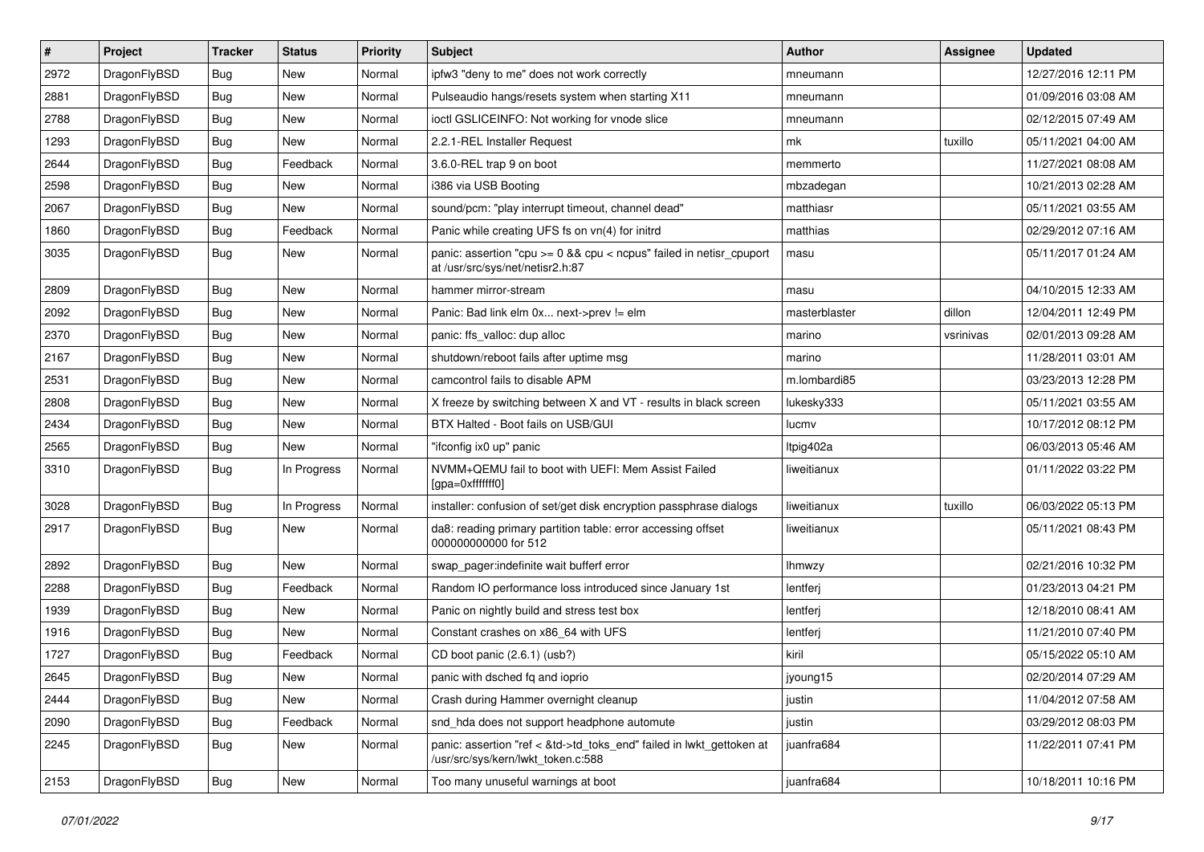| # | Project | Tracker | Status | Priority | Subject | Author | Assignee | Updated |
|---|---|---|---|---|---|---|---|---|
| 2972 | DragonFlyBSD | Bug | New | Normal | ipfw3 "deny to me" does not work correctly | mneumann | | 12/27/2016 12:11 PM |
| 2881 | DragonFlyBSD | Bug | New | Normal | Pulseaudio hangs/resets system when starting X11 | mneumann | | 01/09/2016 03:08 AM |
| 2788 | DragonFlyBSD | Bug | New | Normal | ioctl GSLICEINFO: Not working for vnode slice | mneumann | | 02/12/2015 07:49 AM |
| 1293 | DragonFlyBSD | Bug | New | Normal | 2.2.1-REL Installer Request | mk | tuxillo | 05/11/2021 04:00 AM |
| 2644 | DragonFlyBSD | Bug | Feedback | Normal | 3.6.0-REL trap 9 on boot | memmerto | | 11/27/2021 08:08 AM |
| 2598 | DragonFlyBSD | Bug | New | Normal | i386 via USB Booting | mbzadegan | | 10/21/2013 02:28 AM |
| 2067 | DragonFlyBSD | Bug | New | Normal | sound/pcm: "play interrupt timeout, channel dead" | matthiasr | | 05/11/2021 03:55 AM |
| 1860 | DragonFlyBSD | Bug | Feedback | Normal | Panic while creating UFS fs on vn(4) for initrd | matthias | | 02/29/2012 07:16 AM |
| 3035 | DragonFlyBSD | Bug | New | Normal | panic: assertion "cpu >= 0 && cpu < ncpus" failed in netisr_cpuport at /usr/src/sys/net/netisr2.h:87 | masu | | 05/11/2017 01:24 AM |
| 2809 | DragonFlyBSD | Bug | New | Normal | hammer mirror-stream | masu | | 04/10/2015 12:33 AM |
| 2092 | DragonFlyBSD | Bug | New | Normal | Panic: Bad link elm 0x... next->prev != elm | masterblaster | dillon | 12/04/2011 12:49 PM |
| 2370 | DragonFlyBSD | Bug | New | Normal | panic: ffs_valloc: dup alloc | marino | vsrinivas | 02/01/2013 09:28 AM |
| 2167 | DragonFlyBSD | Bug | New | Normal | shutdown/reboot fails after uptime msg | marino | | 11/28/2011 03:01 AM |
| 2531 | DragonFlyBSD | Bug | New | Normal | camcontrol fails to disable APM | m.lombardi85 | | 03/23/2013 12:28 PM |
| 2808 | DragonFlyBSD | Bug | New | Normal | X freeze by switching between X and VT - results in black screen | lukesky333 | | 05/11/2021 03:55 AM |
| 2434 | DragonFlyBSD | Bug | New | Normal | BTX Halted - Boot fails on USB/GUI | lucmv | | 10/17/2012 08:12 PM |
| 2565 | DragonFlyBSD | Bug | New | Normal | "ifconfig ix0 up" panic | ltpig402a | | 06/03/2013 05:46 AM |
| 3310 | DragonFlyBSD | Bug | In Progress | Normal | NVMM+QEMU fail to boot with UEFI: Mem Assist Failed [gpa=0xfffffff0] | liweitianux | | 01/11/2022 03:22 PM |
| 3028 | DragonFlyBSD | Bug | In Progress | Normal | installer: confusion of set/get disk encryption passphrase dialogs | liweitianux | tuxillo | 06/03/2022 05:13 PM |
| 2917 | DragonFlyBSD | Bug | New | Normal | da8: reading primary partition table: error accessing offset 000000000000 for 512 | liweitianux | | 05/11/2021 08:43 PM |
| 2892 | DragonFlyBSD | Bug | New | Normal | swap_pager:indefinite wait bufferf error | lhmwzy | | 02/21/2016 10:32 PM |
| 2288 | DragonFlyBSD | Bug | Feedback | Normal | Random IO performance loss introduced since January 1st | lentferj | | 01/23/2013 04:21 PM |
| 1939 | DragonFlyBSD | Bug | New | Normal | Panic on nightly build and stress test box | lentferj | | 12/18/2010 08:41 AM |
| 1916 | DragonFlyBSD | Bug | New | Normal | Constant crashes on x86_64 with UFS | lentferj | | 11/21/2010 07:40 PM |
| 1727 | DragonFlyBSD | Bug | Feedback | Normal | CD boot panic (2.6.1) (usb?) | kiril | | 05/15/2022 05:10 AM |
| 2645 | DragonFlyBSD | Bug | New | Normal | panic with dsched fq and ioprio | jyoung15 | | 02/20/2014 07:29 AM |
| 2444 | DragonFlyBSD | Bug | New | Normal | Crash during Hammer overnight cleanup | justin | | 11/04/2012 07:58 AM |
| 2090 | DragonFlyBSD | Bug | Feedback | Normal | snd_hda does not support headphone automute | justin | | 03/29/2012 08:03 PM |
| 2245 | DragonFlyBSD | Bug | New | Normal | panic: assertion "ref < &td->td_toks_end" failed in lwkt_gettoken at /usr/src/sys/kern/lwkt_token.c:588 | juanfra684 | | 11/22/2011 07:41 PM |
| 2153 | DragonFlyBSD | Bug | New | Normal | Too many unuseful warnings at boot | juanfra684 | | 10/18/2011 10:16 PM |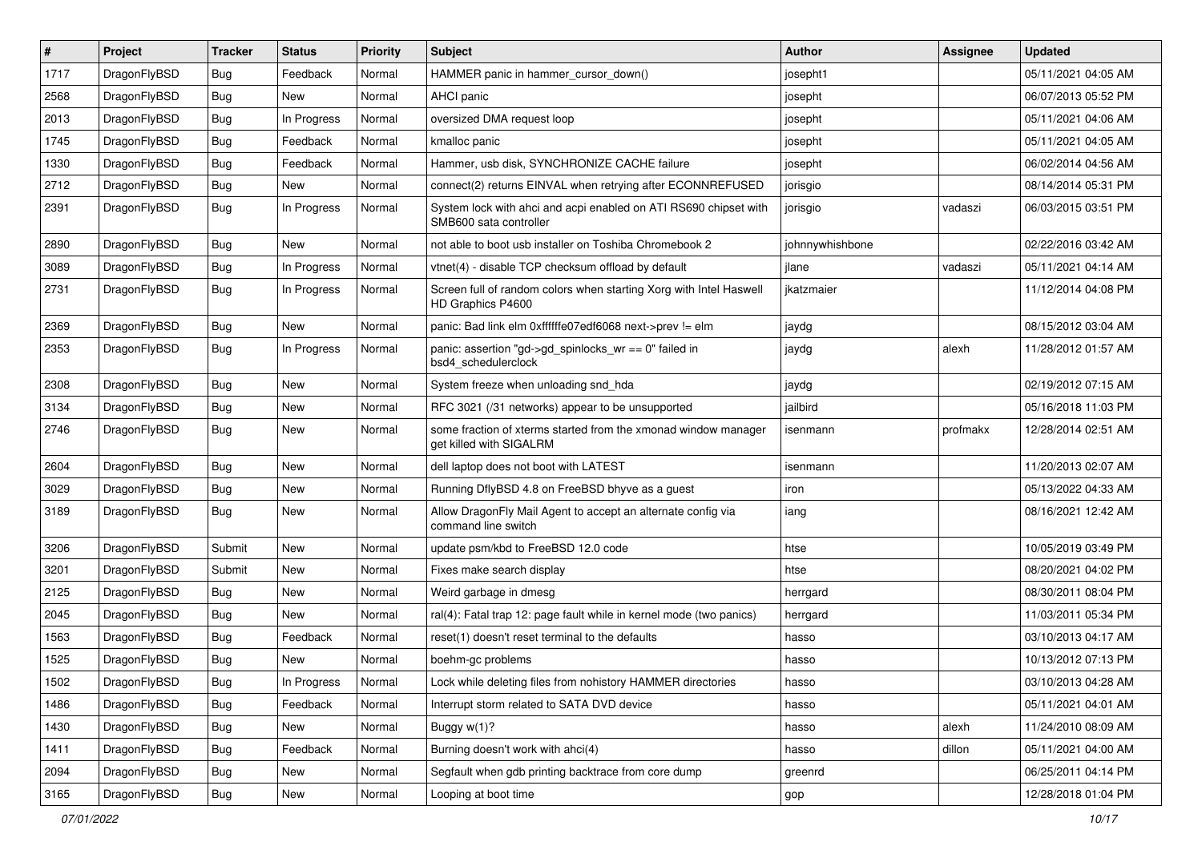| # | Project | Tracker | Status | Priority | Subject | Author | Assignee | Updated |
|---|---|---|---|---|---|---|---|---|
| 1717 | DragonFlyBSD | Bug | Feedback | Normal | HAMMER panic in hammer_cursor_down() | josepht1 | | 05/11/2021 04:05 AM |
| 2568 | DragonFlyBSD | Bug | New | Normal | AHCI panic | josepht | | 06/07/2013 05:52 PM |
| 2013 | DragonFlyBSD | Bug | In Progress | Normal | oversized DMA request loop | josepht | | 05/11/2021 04:06 AM |
| 1745 | DragonFlyBSD | Bug | Feedback | Normal | kmalloc panic | josepht | | 05/11/2021 04:05 AM |
| 1330 | DragonFlyBSD | Bug | Feedback | Normal | Hammer, usb disk, SYNCHRONIZE CACHE failure | josepht | | 06/02/2014 04:56 AM |
| 2712 | DragonFlyBSD | Bug | New | Normal | connect(2) returns EINVAL when retrying after ECONNREFUSED | jorisgio | | 08/14/2014 05:31 PM |
| 2391 | DragonFlyBSD | Bug | In Progress | Normal | System lock with ahci and acpi enabled on ATI RS690 chipset with SMB600 sata controller | jorisgio | vadaszi | 06/03/2015 03:51 PM |
| 2890 | DragonFlyBSD | Bug | New | Normal | not able to boot usb installer on Toshiba Chromebook 2 | johnnywhishbone | | 02/22/2016 03:42 AM |
| 3089 | DragonFlyBSD | Bug | In Progress | Normal | vtnet(4) - disable TCP checksum offload by default | jlane | vadaszi | 05/11/2021 04:14 AM |
| 2731 | DragonFlyBSD | Bug | In Progress | Normal | Screen full of random colors when starting Xorg with Intel Haswell HD Graphics P4600 | jkatzmaier | | 11/12/2014 04:08 PM |
| 2369 | DragonFlyBSD | Bug | New | Normal | panic: Bad link elm 0xffffffe07edf6068 next->prev != elm | jaydg | | 08/15/2012 03:04 AM |
| 2353 | DragonFlyBSD | Bug | In Progress | Normal | panic: assertion "gd->gd_spinlocks_wr == 0" failed in bsd4_schedulerclock | jaydg | alexh | 11/28/2012 01:57 AM |
| 2308 | DragonFlyBSD | Bug | New | Normal | System freeze when unloading snd_hda | jaydg | | 02/19/2012 07:15 AM |
| 3134 | DragonFlyBSD | Bug | New | Normal | RFC 3021 (/31 networks) appear to be unsupported | jailbird | | 05/16/2018 11:03 PM |
| 2746 | DragonFlyBSD | Bug | New | Normal | some fraction of xterms started from the xmonad window manager get killed with SIGALRM | isenmann | profmakx | 12/28/2014 02:51 AM |
| 2604 | DragonFlyBSD | Bug | New | Normal | dell laptop does not boot with LATEST | isenmann | | 11/20/2013 02:07 AM |
| 3029 | DragonFlyBSD | Bug | New | Normal | Running DflyBSD 4.8 on FreeBSD bhyve as a guest | iron | | 05/13/2022 04:33 AM |
| 3189 | DragonFlyBSD | Bug | New | Normal | Allow DragonFly Mail Agent to accept an alternate config via command line switch | iang | | 08/16/2021 12:42 AM |
| 3206 | DragonFlyBSD | Submit | New | Normal | update psm/kbd to FreeBSD 12.0 code | htse | | 10/05/2019 03:49 PM |
| 3201 | DragonFlyBSD | Submit | New | Normal | Fixes make search display | htse | | 08/20/2021 04:02 PM |
| 2125 | DragonFlyBSD | Bug | New | Normal | Weird garbage in dmesg | herrgard | | 08/30/2011 08:04 PM |
| 2045 | DragonFlyBSD | Bug | New | Normal | ral(4): Fatal trap 12: page fault while in kernel mode (two panics) | herrgard | | 11/03/2011 05:34 PM |
| 1563 | DragonFlyBSD | Bug | Feedback | Normal | reset(1) doesn't reset terminal to the defaults | hasso | | 03/10/2013 04:17 AM |
| 1525 | DragonFlyBSD | Bug | New | Normal | boehm-gc problems | hasso | | 10/13/2012 07:13 PM |
| 1502 | DragonFlyBSD | Bug | In Progress | Normal | Lock while deleting files from nohistory HAMMER directories | hasso | | 03/10/2013 04:28 AM |
| 1486 | DragonFlyBSD | Bug | Feedback | Normal | Interrupt storm related to SATA DVD device | hasso | | 05/11/2021 04:01 AM |
| 1430 | DragonFlyBSD | Bug | New | Normal | Buggy w(1)? | hasso | alexh | 11/24/2010 08:09 AM |
| 1411 | DragonFlyBSD | Bug | Feedback | Normal | Burning doesn't work with ahci(4) | hasso | dillon | 05/11/2021 04:00 AM |
| 2094 | DragonFlyBSD | Bug | New | Normal | Segfault when gdb printing backtrace from core dump | greenrd | | 06/25/2011 04:14 PM |
| 3165 | DragonFlyBSD | Bug | New | Normal | Looping at boot time | gop | | 12/28/2018 01:04 PM |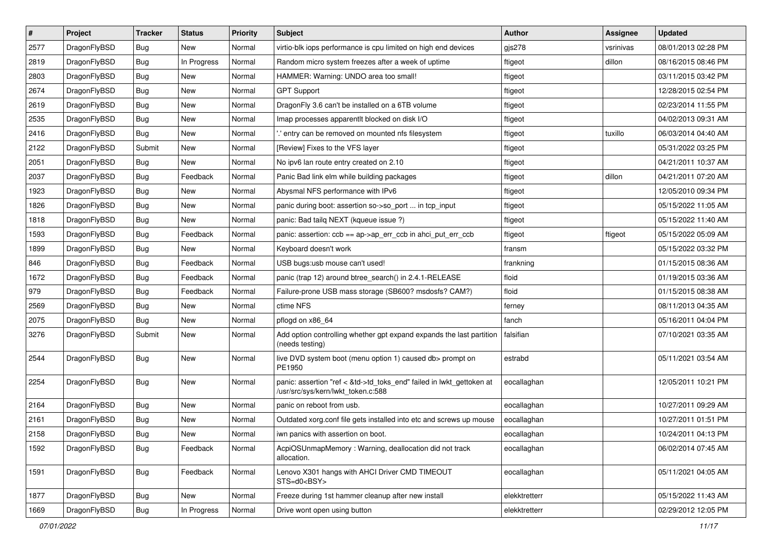| # | Project | Tracker | Status | Priority | Subject | Author | Assignee | Updated |
|---|---|---|---|---|---|---|---|---|
| 2577 | DragonFlyBSD | Bug | New | Normal | virtio-blk iops performance is cpu limited on high end devices | gjs278 | vsrinivas | 08/01/2013 02:28 PM |
| 2819 | DragonFlyBSD | Bug | In Progress | Normal | Random micro system freezes after a week of uptime | ftigeot | dillon | 08/16/2015 08:46 PM |
| 2803 | DragonFlyBSD | Bug | New | Normal | HAMMER: Warning: UNDO area too small! | ftigeot | | 03/11/2015 03:42 PM |
| 2674 | DragonFlyBSD | Bug | New | Normal | GPT Support | ftigeot | | 12/28/2015 02:54 PM |
| 2619 | DragonFlyBSD | Bug | New | Normal | DragonFly 3.6 can't be installed on a 6TB volume | ftigeot | | 02/23/2014 11:55 PM |
| 2535 | DragonFlyBSD | Bug | New | Normal | Imap processes apparentlt blocked on disk I/O | ftigeot | | 04/02/2013 09:31 AM |
| 2416 | DragonFlyBSD | Bug | New | Normal | '.' entry can be removed on mounted nfs filesystem | ftigeot | tuxillo | 06/03/2014 04:40 AM |
| 2122 | DragonFlyBSD | Submit | New | Normal | [Review] Fixes to the VFS layer | ftigeot | | 05/31/2022 03:25 PM |
| 2051 | DragonFlyBSD | Bug | New | Normal | No ipv6 lan route entry created on 2.10 | ftigeot | | 04/21/2011 10:37 AM |
| 2037 | DragonFlyBSD | Bug | Feedback | Normal | Panic Bad link elm while building packages | ftigeot | dillon | 04/21/2011 07:20 AM |
| 1923 | DragonFlyBSD | Bug | New | Normal | Abysmal NFS performance with IPv6 | ftigeot | | 12/05/2010 09:34 PM |
| 1826 | DragonFlyBSD | Bug | New | Normal | panic during boot: assertion so->so_port ... in tcp_input | ftigeot | | 05/15/2022 11:05 AM |
| 1818 | DragonFlyBSD | Bug | New | Normal | panic: Bad tailq NEXT (kqueue issue ?) | ftigeot | | 05/15/2022 11:40 AM |
| 1593 | DragonFlyBSD | Bug | Feedback | Normal | panic: assertion: ccb == ap->ap_err_ccb in ahci_put_err_ccb | ftigeot | ftigeot | 05/15/2022 05:09 AM |
| 1899 | DragonFlyBSD | Bug | New | Normal | Keyboard doesn't work | fransm | | 05/15/2022 03:32 PM |
| 846 | DragonFlyBSD | Bug | Feedback | Normal | USB bugs:usb mouse can't used! | frankning | | 01/15/2015 08:36 AM |
| 1672 | DragonFlyBSD | Bug | Feedback | Normal | panic (trap 12) around btree_search() in 2.4.1-RELEASE | floid | | 01/19/2015 03:36 AM |
| 979 | DragonFlyBSD | Bug | Feedback | Normal | Failure-prone USB mass storage (SB600? msdosfs? CAM?) | floid | | 01/15/2015 08:38 AM |
| 2569 | DragonFlyBSD | Bug | New | Normal | ctime NFS | ferney | | 08/11/2013 04:35 AM |
| 2075 | DragonFlyBSD | Bug | New | Normal | pflogd on x86_64 | fanch | | 05/16/2011 04:04 PM |
| 3276 | DragonFlyBSD | Submit | New | Normal | Add option controlling whether gpt expand expands the last partition (needs testing) | falsifian | | 07/10/2021 03:35 AM |
| 2544 | DragonFlyBSD | Bug | New | Normal | live DVD system boot (menu option 1) caused db> prompt on PE1950 | estrabd | | 05/11/2021 03:54 AM |
| 2254 | DragonFlyBSD | Bug | New | Normal | panic: assertion "ref < &td->td_toks_end" failed in lwkt_gettoken at /usr/src/sys/kern/lwkt_token.c:588 | eocallaghan | | 12/05/2011 10:21 PM |
| 2164 | DragonFlyBSD | Bug | New | Normal | panic on reboot from usb. | eocallaghan | | 10/27/2011 09:29 AM |
| 2161 | DragonFlyBSD | Bug | New | Normal | Outdated xorg.conf file gets installed into etc and screws up mouse | eocallaghan | | 10/27/2011 01:51 PM |
| 2158 | DragonFlyBSD | Bug | New | Normal | iwn panics with assertion on boot. | eocallaghan | | 10/24/2011 04:13 PM |
| 1592 | DragonFlyBSD | Bug | Feedback | Normal | AcpiOSUnmapMemory : Warning, deallocation did not track allocation. | eocallaghan | | 06/02/2014 07:45 AM |
| 1591 | DragonFlyBSD | Bug | Feedback | Normal | Lenovo X301 hangs with AHCI Driver CMD TIMEOUT STS=d0<BSY> | eocallaghan | | 05/11/2021 04:05 AM |
| 1877 | DragonFlyBSD | Bug | New | Normal | Freeze during 1st hammer cleanup after new install | elekktretterr | | 05/15/2022 11:43 AM |
| 1669 | DragonFlyBSD | Bug | In Progress | Normal | Drive wont open using button | elekktretterr | | 02/29/2012 12:05 PM |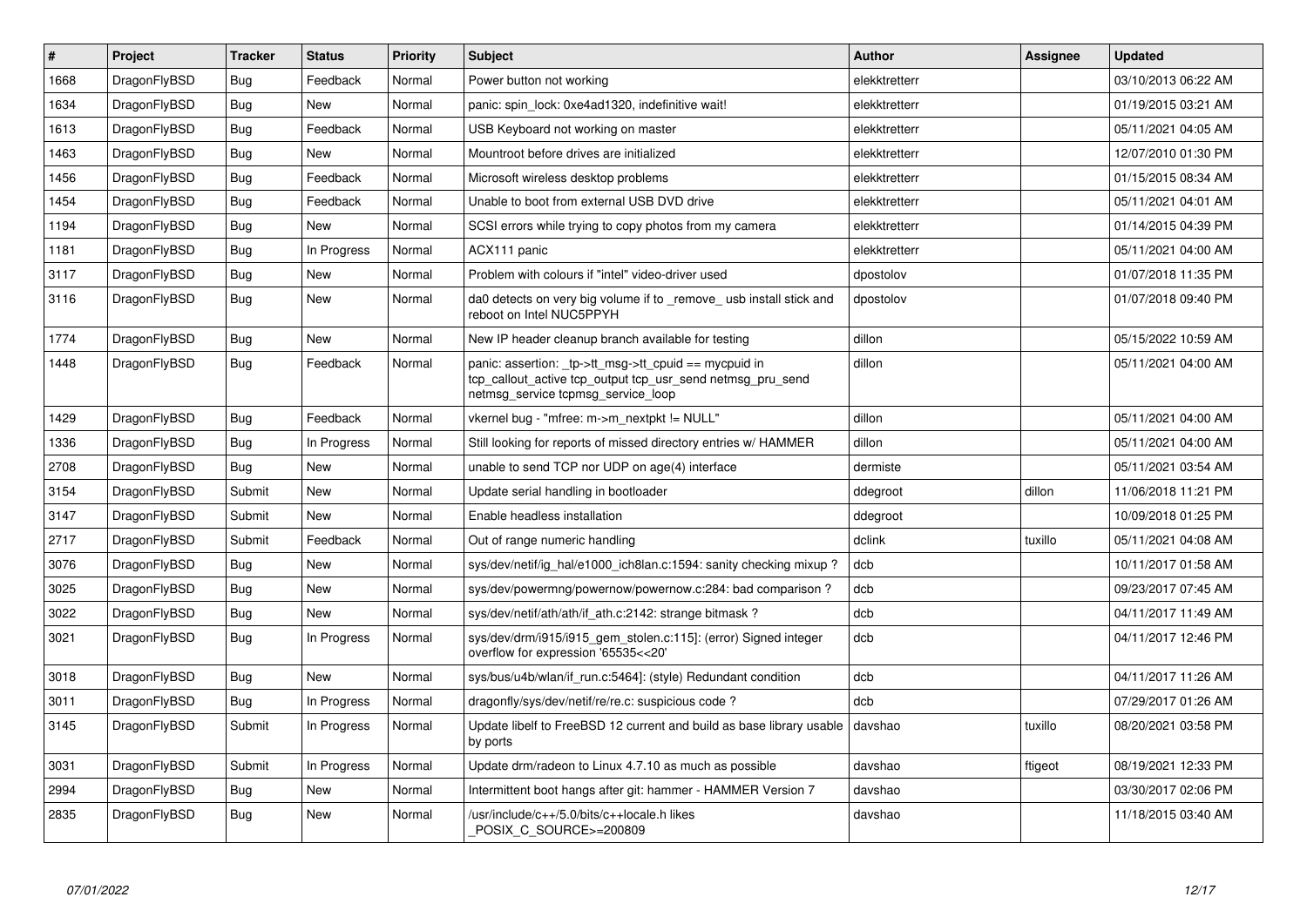| # | Project | Tracker | Status | Priority | Subject | Author | Assignee | Updated |
|---|---|---|---|---|---|---|---|---|
| 1668 | DragonFlyBSD | Bug | Feedback | Normal | Power button not working | elekktretterr | | 03/10/2013 06:22 AM |
| 1634 | DragonFlyBSD | Bug | New | Normal | panic: spin_lock: 0xe4ad1320, indefinitive wait! | elekktretterr | | 01/19/2015 03:21 AM |
| 1613 | DragonFlyBSD | Bug | Feedback | Normal | USB Keyboard not working on master | elekktretterr | | 05/11/2021 04:05 AM |
| 1463 | DragonFlyBSD | Bug | New | Normal | Mountroot before drives are initialized | elekktretterr | | 12/07/2010 01:30 PM |
| 1456 | DragonFlyBSD | Bug | Feedback | Normal | Microsoft wireless desktop problems | elekktretterr | | 01/15/2015 08:34 AM |
| 1454 | DragonFlyBSD | Bug | Feedback | Normal | Unable to boot from external USB DVD drive | elekktretterr | | 05/11/2021 04:01 AM |
| 1194 | DragonFlyBSD | Bug | New | Normal | SCSI errors while trying to copy photos from my camera | elekktretterr | | 01/14/2015 04:39 PM |
| 1181 | DragonFlyBSD | Bug | In Progress | Normal | ACX111 panic | elekktretterr | | 05/11/2021 04:00 AM |
| 3117 | DragonFlyBSD | Bug | New | Normal | Problem with colours if "intel" video-driver used | dpostolov | | 01/07/2018 11:35 PM |
| 3116 | DragonFlyBSD | Bug | New | Normal | da0 detects on very big volume if to _remove_ usb install stick and reboot on Intel NUC5PPYH | dpostolov | | 01/07/2018 09:40 PM |
| 1774 | DragonFlyBSD | Bug | New | Normal | New IP header cleanup branch available for testing | dillon | | 05/15/2022 10:59 AM |
| 1448 | DragonFlyBSD | Bug | Feedback | Normal | panic: assertion: _tp->tt_msg->tt_cpuid == mycpuid in tcp_callout_active tcp_output tcp_usr_send netmsg_pru_send netmsg_service tcpmsg_service_loop | dillon | | 05/11/2021 04:00 AM |
| 1429 | DragonFlyBSD | Bug | Feedback | Normal | vkernel bug - "mfree: m->m_nextpkt != NULL" | dillon | | 05/11/2021 04:00 AM |
| 1336 | DragonFlyBSD | Bug | In Progress | Normal | Still looking for reports of missed directory entries w/ HAMMER | dillon | | 05/11/2021 04:00 AM |
| 2708 | DragonFlyBSD | Bug | New | Normal | unable to send TCP nor UDP on age(4) interface | dermiste | | 05/11/2021 03:54 AM |
| 3154 | DragonFlyBSD | Submit | New | Normal | Update serial handling in bootloader | ddegroot | dillon | 11/06/2018 11:21 PM |
| 3147 | DragonFlyBSD | Submit | New | Normal | Enable headless installation | ddegroot | | 10/09/2018 01:25 PM |
| 2717 | DragonFlyBSD | Submit | Feedback | Normal | Out of range numeric handling | dclink | tuxillo | 05/11/2021 04:08 AM |
| 3076 | DragonFlyBSD | Bug | New | Normal | sys/dev/netif/ig_hal/e1000_ich8lan.c:1594: sanity checking mixup ? | dcb | | 10/11/2017 01:58 AM |
| 3025 | DragonFlyBSD | Bug | New | Normal | sys/dev/powermng/powernow/powernow.c:284: bad comparison ? | dcb | | 09/23/2017 07:45 AM |
| 3022 | DragonFlyBSD | Bug | New | Normal | sys/dev/netif/ath/ath/if_ath.c:2142: strange bitmask ? | dcb | | 04/11/2017 11:49 AM |
| 3021 | DragonFlyBSD | Bug | In Progress | Normal | sys/dev/drm/i915/i915_gem_stolen.c:115]: (error) Signed integer overflow for expression '65535<<20' | dcb | | 04/11/2017 12:46 PM |
| 3018 | DragonFlyBSD | Bug | New | Normal | sys/bus/u4b/wlan/if_run.c:5464]: (style) Redundant condition | dcb | | 04/11/2017 11:26 AM |
| 3011 | DragonFlyBSD | Bug | In Progress | Normal | dragonfly/sys/dev/netif/re/re.c: suspicious code ? | dcb | | 07/29/2017 01:26 AM |
| 3145 | DragonFlyBSD | Submit | In Progress | Normal | Update libelf to FreeBSD 12 current and build as base library usable by ports | davshao | tuxillo | 08/20/2021 03:58 PM |
| 3031 | DragonFlyBSD | Submit | In Progress | Normal | Update drm/radeon to Linux 4.7.10 as much as possible | davshao | ftigeot | 08/19/2021 12:33 PM |
| 2994 | DragonFlyBSD | Bug | New | Normal | Intermittent boot hangs after git: hammer - HAMMER Version 7 | davshao | | 03/30/2017 02:06 PM |
| 2835 | DragonFlyBSD | Bug | New | Normal | /usr/include/c++/5.0/bits/c++locale.h likes _POSIX_C_SOURCE>=200809 | davshao | | 11/18/2015 03:40 AM |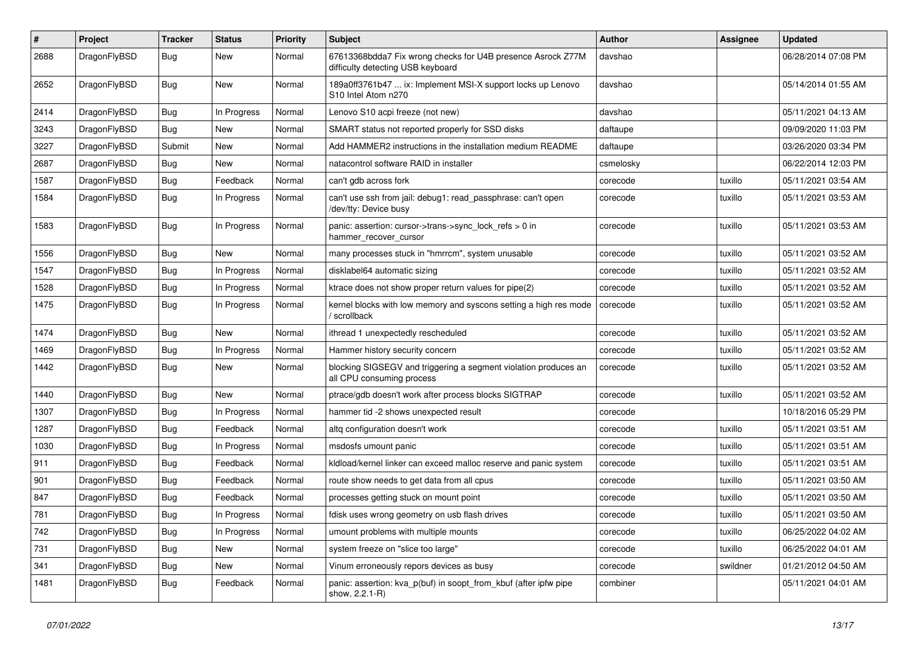| # | Project | Tracker | Status | Priority | Subject | Author | Assignee | Updated |
|---|---|---|---|---|---|---|---|---|
| 2688 | DragonFlyBSD | Bug | New | Normal | 67613368bdda7 Fix wrong checks for U4B presence Asrock Z77M difficulty detecting USB keyboard | davshao | | 06/28/2014 07:08 PM |
| 2652 | DragonFlyBSD | Bug | New | Normal | 189a0ff3761b47 ... ix: Implement MSI-X support locks up Lenovo S10 Intel Atom n270 | davshao | | 05/14/2014 01:55 AM |
| 2414 | DragonFlyBSD | Bug | In Progress | Normal | Lenovo S10 acpi freeze (not new) | davshao | | 05/11/2021 04:13 AM |
| 3243 | DragonFlyBSD | Bug | New | Normal | SMART status not reported properly for SSD disks | daftaupe | | 09/09/2020 11:03 PM |
| 3227 | DragonFlyBSD | Submit | New | Normal | Add HAMMER2 instructions in the installation medium README | daftaupe | | 03/26/2020 03:34 PM |
| 2687 | DragonFlyBSD | Bug | New | Normal | natacontrol software RAID in installer | csmelosky | | 06/22/2014 12:03 PM |
| 1587 | DragonFlyBSD | Bug | Feedback | Normal | can't gdb across fork | corecode | tuxillo | 05/11/2021 03:54 AM |
| 1584 | DragonFlyBSD | Bug | In Progress | Normal | can't use ssh from jail: debug1: read_passphrase: can't open /dev/tty: Device busy | corecode | tuxillo | 05/11/2021 03:53 AM |
| 1583 | DragonFlyBSD | Bug | In Progress | Normal | panic: assertion: cursor->trans->sync_lock_refs > 0 in hammer_recover_cursor | corecode | tuxillo | 05/11/2021 03:53 AM |
| 1556 | DragonFlyBSD | Bug | New | Normal | many processes stuck in "hmrrcm", system unusable | corecode | tuxillo | 05/11/2021 03:52 AM |
| 1547 | DragonFlyBSD | Bug | In Progress | Normal | disklabel64 automatic sizing | corecode | tuxillo | 05/11/2021 03:52 AM |
| 1528 | DragonFlyBSD | Bug | In Progress | Normal | ktrace does not show proper return values for pipe(2) | corecode | tuxillo | 05/11/2021 03:52 AM |
| 1475 | DragonFlyBSD | Bug | In Progress | Normal | kernel blocks with low memory and syscons setting a high res mode / scrollback | corecode | tuxillo | 05/11/2021 03:52 AM |
| 1474 | DragonFlyBSD | Bug | New | Normal | ithread 1 unexpectedly rescheduled | corecode | tuxillo | 05/11/2021 03:52 AM |
| 1469 | DragonFlyBSD | Bug | In Progress | Normal | Hammer history security concern | corecode | tuxillo | 05/11/2021 03:52 AM |
| 1442 | DragonFlyBSD | Bug | New | Normal | blocking SIGSEGV and triggering a segment violation produces an all CPU consuming process | corecode | tuxillo | 05/11/2021 03:52 AM |
| 1440 | DragonFlyBSD | Bug | New | Normal | ptrace/gdb doesn't work after process blocks SIGTRAP | corecode | tuxillo | 05/11/2021 03:52 AM |
| 1307 | DragonFlyBSD | Bug | In Progress | Normal | hammer tid -2 shows unexpected result | corecode | | 10/18/2016 05:29 PM |
| 1287 | DragonFlyBSD | Bug | Feedback | Normal | altq configuration doesn't work | corecode | tuxillo | 05/11/2021 03:51 AM |
| 1030 | DragonFlyBSD | Bug | In Progress | Normal | msdosfs umount panic | corecode | tuxillo | 05/11/2021 03:51 AM |
| 911 | DragonFlyBSD | Bug | Feedback | Normal | kldload/kernel linker can exceed malloc reserve and panic system | corecode | tuxillo | 05/11/2021 03:51 AM |
| 901 | DragonFlyBSD | Bug | Feedback | Normal | route show needs to get data from all cpus | corecode | tuxillo | 05/11/2021 03:50 AM |
| 847 | DragonFlyBSD | Bug | Feedback | Normal | processes getting stuck on mount point | corecode | tuxillo | 05/11/2021 03:50 AM |
| 781 | DragonFlyBSD | Bug | In Progress | Normal | fdisk uses wrong geometry on usb flash drives | corecode | tuxillo | 05/11/2021 03:50 AM |
| 742 | DragonFlyBSD | Bug | In Progress | Normal | umount problems with multiple mounts | corecode | tuxillo | 06/25/2022 04:02 AM |
| 731 | DragonFlyBSD | Bug | New | Normal | system freeze on "slice too large" | corecode | tuxillo | 06/25/2022 04:01 AM |
| 341 | DragonFlyBSD | Bug | New | Normal | Vinum erroneously repors devices as busy | corecode | swildner | 01/21/2012 04:50 AM |
| 1481 | DragonFlyBSD | Bug | Feedback | Normal | panic: assertion: kva_p(buf) in soopt_from_kbuf (after ipfw pipe show, 2.2.1-R) | combiner | | 05/11/2021 04:01 AM |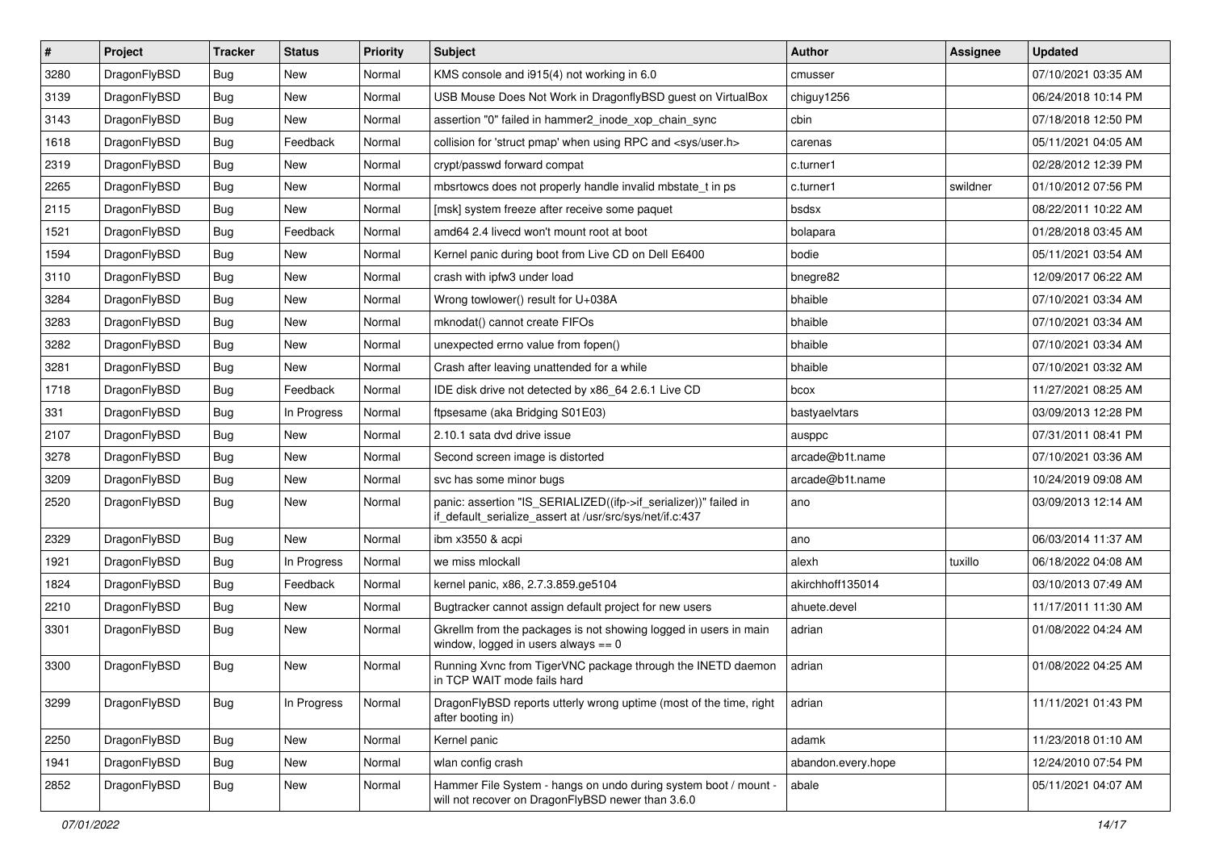| # | Project | Tracker | Status | Priority | Subject | Author | Assignee | Updated |
|---|---|---|---|---|---|---|---|---|
| 3280 | DragonFlyBSD | Bug | New | Normal | KMS console and i915(4) not working in 6.0 | cmusser | | 07/10/2021 03:35 AM |
| 3139 | DragonFlyBSD | Bug | New | Normal | USB Mouse Does Not Work in DragonflyBSD guest on VirtualBox | chiguy1256 | | 06/24/2018 10:14 PM |
| 3143 | DragonFlyBSD | Bug | New | Normal | assertion "0" failed in hammer2_inode_xop_chain_sync | cbin | | 07/18/2018 12:50 PM |
| 1618 | DragonFlyBSD | Bug | Feedback | Normal | collision for 'struct pmap' when using RPC and <sys/user.h> | carenas | | 05/11/2021 04:05 AM |
| 2319 | DragonFlyBSD | Bug | New | Normal | crypt/passwd forward compat | c.turner1 | | 02/28/2012 12:39 PM |
| 2265 | DragonFlyBSD | Bug | New | Normal | mbsrtowcs does not properly handle invalid mbstate_t in ps | c.turner1 | swildner | 01/10/2012 07:56 PM |
| 2115 | DragonFlyBSD | Bug | New | Normal | [msk] system freeze after receive some paquet | bsdsx | | 08/22/2011 10:22 AM |
| 1521 | DragonFlyBSD | Bug | Feedback | Normal | amd64 2.4 livecd won't mount root at boot | bolapara | | 01/28/2018 03:45 AM |
| 1594 | DragonFlyBSD | Bug | New | Normal | Kernel panic during boot from Live CD on Dell E6400 | bodie | | 05/11/2021 03:54 AM |
| 3110 | DragonFlyBSD | Bug | New | Normal | crash with ipfw3 under load | bnegre82 | | 12/09/2017 06:22 AM |
| 3284 | DragonFlyBSD | Bug | New | Normal | Wrong towlower() result for U+038A | bhaible | | 07/10/2021 03:34 AM |
| 3283 | DragonFlyBSD | Bug | New | Normal | mknodat() cannot create FIFOs | bhaible | | 07/10/2021 03:34 AM |
| 3282 | DragonFlyBSD | Bug | New | Normal | unexpected errno value from fopen() | bhaible | | 07/10/2021 03:34 AM |
| 3281 | DragonFlyBSD | Bug | New | Normal | Crash after leaving unattended for a while | bhaible | | 07/10/2021 03:32 AM |
| 1718 | DragonFlyBSD | Bug | Feedback | Normal | IDE disk drive not detected by x86_64 2.6.1 Live CD | bcox | | 11/27/2021 08:25 AM |
| 331 | DragonFlyBSD | Bug | In Progress | Normal | ftpsesame (aka Bridging S01E03) | bastyaelvtars | | 03/09/2013 12:28 PM |
| 2107 | DragonFlyBSD | Bug | New | Normal | 2.10.1 sata dvd drive issue | ausppc | | 07/31/2011 08:41 PM |
| 3278 | DragonFlyBSD | Bug | New | Normal | Second screen image is distorted | arcade@b1t.name | | 07/10/2021 03:36 AM |
| 3209 | DragonFlyBSD | Bug | New | Normal | svc has some minor bugs | arcade@b1t.name | | 10/24/2019 09:08 AM |
| 2520 | DragonFlyBSD | Bug | New | Normal | panic: assertion "IS_SERIALIZED((ifp->if_serializer))" failed in if_default_serialize_assert at /usr/src/sys/net/if.c:437 | ano | | 03/09/2013 12:14 AM |
| 2329 | DragonFlyBSD | Bug | New | Normal | ibm x3550 & acpi | ano | | 06/03/2014 11:37 AM |
| 1921 | DragonFlyBSD | Bug | In Progress | Normal | we miss mlockall | alexh | tuxillo | 06/18/2022 04:08 AM |
| 1824 | DragonFlyBSD | Bug | Feedback | Normal | kernel panic, x86, 2.7.3.859.ge5104 | akirchhoff135014 | | 03/10/2013 07:49 AM |
| 2210 | DragonFlyBSD | Bug | New | Normal | Bugtracker cannot assign default project for new users | ahuete.devel | | 11/17/2011 11:30 AM |
| 3301 | DragonFlyBSD | Bug | New | Normal | Gkrellm from the packages is not showing logged in users in main window, logged in users always == 0 | adrian | | 01/08/2022 04:24 AM |
| 3300 | DragonFlyBSD | Bug | New | Normal | Running Xvnc from TigerVNC package through the INETD daemon in TCP WAIT mode fails hard | adrian | | 01/08/2022 04:25 AM |
| 3299 | DragonFlyBSD | Bug | In Progress | Normal | DragonFlyBSD reports utterly wrong uptime (most of the time, right after booting in) | adrian | | 11/11/2021 01:43 PM |
| 2250 | DragonFlyBSD | Bug | New | Normal | Kernel panic | adamk | | 11/23/2018 01:10 AM |
| 1941 | DragonFlyBSD | Bug | New | Normal | wlan config crash | abandon.every.hope | | 12/24/2010 07:54 PM |
| 2852 | DragonFlyBSD | Bug | New | Normal | Hammer File System - hangs on undo during system boot / mount - will not recover on DragonFlyBSD newer than 3.6.0 | abale | | 05/11/2021 04:07 AM |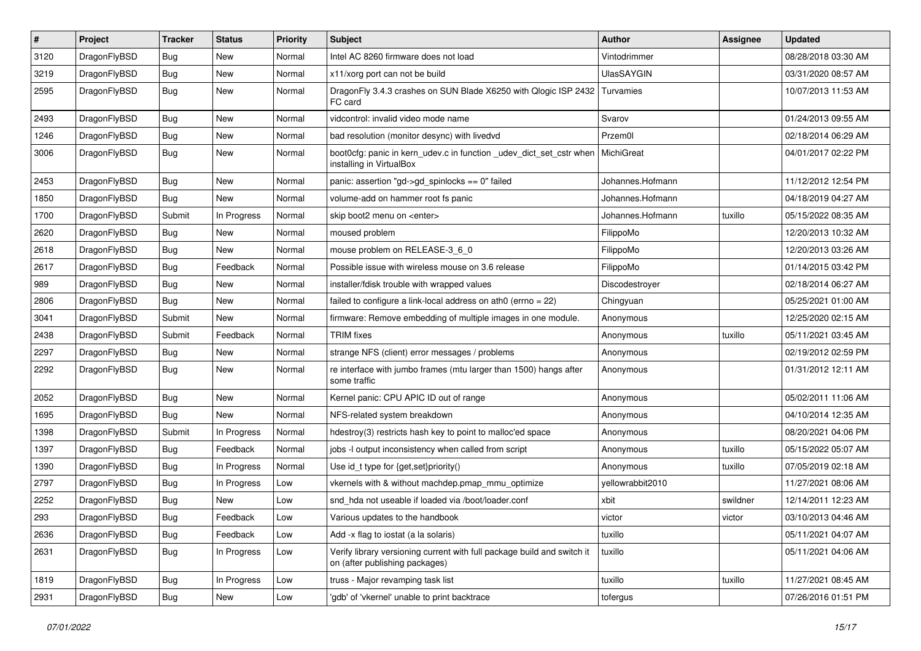| # | Project | Tracker | Status | Priority | Subject | Author | Assignee | Updated |
|---|---|---|---|---|---|---|---|---|
| 3120 | DragonFlyBSD | Bug | New | Normal | Intel AC 8260 firmware does not load | Vintodrimmer | | 08/28/2018 03:30 AM |
| 3219 | DragonFlyBSD | Bug | New | Normal | x11/xorg port can not be build | UlasSAYGIN | | 03/31/2020 08:57 AM |
| 2595 | DragonFlyBSD | Bug | New | Normal | DragonFly 3.4.3 crashes on SUN Blade X6250 with Qlogic ISP 2432 FC card | Turvamies | | 10/07/2013 11:53 AM |
| 2493 | DragonFlyBSD | Bug | New | Normal | vidcontrol: invalid video mode name | Svarov | | 01/24/2013 09:55 AM |
| 1246 | DragonFlyBSD | Bug | New | Normal | bad resolution (monitor desync) with livedvd | Przem0l | | 02/18/2014 06:29 AM |
| 3006 | DragonFlyBSD | Bug | New | Normal | boot0cfg: panic in kern_udev.c in function _udev_dict_set_cstr when installing in VirtualBox | MichiGreat | | 04/01/2017 02:22 PM |
| 2453 | DragonFlyBSD | Bug | New | Normal | panic: assertion "gd->gd_spinlocks == 0" failed | Johannes.Hofmann | | 11/12/2012 12:54 PM |
| 1850 | DragonFlyBSD | Bug | New | Normal | volume-add on hammer root fs panic | Johannes.Hofmann | | 04/18/2019 04:27 AM |
| 1700 | DragonFlyBSD | Submit | In Progress | Normal | skip boot2 menu on <enter> | Johannes.Hofmann | tuxillo | 05/15/2022 08:35 AM |
| 2620 | DragonFlyBSD | Bug | New | Normal | moused problem | FilippoMo | | 12/20/2013 10:32 AM |
| 2618 | DragonFlyBSD | Bug | New | Normal | mouse problem on RELEASE-3_6_0 | FilippoMo | | 12/20/2013 03:26 AM |
| 2617 | DragonFlyBSD | Bug | Feedback | Normal | Possible issue with wireless mouse on 3.6 release | FilippoMo | | 01/14/2015 03:42 PM |
| 989 | DragonFlyBSD | Bug | New | Normal | installer/fdisk trouble with wrapped values | Discodestroyer | | 02/18/2014 06:27 AM |
| 2806 | DragonFlyBSD | Bug | New | Normal | failed to configure a link-local address on ath0 (errno = 22) | Chingyuan | | 05/25/2021 01:00 AM |
| 3041 | DragonFlyBSD | Submit | New | Normal | firmware: Remove embedding of multiple images in one module. | Anonymous | | 12/25/2020 02:15 AM |
| 2438 | DragonFlyBSD | Submit | Feedback | Normal | TRIM fixes | Anonymous | tuxillo | 05/11/2021 03:45 AM |
| 2297 | DragonFlyBSD | Bug | New | Normal | strange NFS (client) error messages / problems | Anonymous | | 02/19/2012 02:59 PM |
| 2292 | DragonFlyBSD | Bug | New | Normal | re interface with jumbo frames (mtu larger than 1500) hangs after some traffic | Anonymous | | 01/31/2012 12:11 AM |
| 2052 | DragonFlyBSD | Bug | New | Normal | Kernel panic: CPU APIC ID out of range | Anonymous | | 05/02/2011 11:06 AM |
| 1695 | DragonFlyBSD | Bug | New | Normal | NFS-related system breakdown | Anonymous | | 04/10/2014 12:35 AM |
| 1398 | DragonFlyBSD | Submit | In Progress | Normal | hdestroy(3) restricts hash key to point to malloc'ed space | Anonymous | | 08/20/2021 04:06 PM |
| 1397 | DragonFlyBSD | Bug | Feedback | Normal | jobs -l output inconsistency when called from script | Anonymous | tuxillo | 05/15/2022 05:07 AM |
| 1390 | DragonFlyBSD | Bug | In Progress | Normal | Use id_t type for {get,set}priority() | Anonymous | tuxillo | 07/05/2019 02:18 AM |
| 2797 | DragonFlyBSD | Bug | In Progress | Low | vkernels with & without machdep.pmap_mmu_optimize | yellowrabbit2010 | | 11/27/2021 08:06 AM |
| 2252 | DragonFlyBSD | Bug | New | Low | snd_hda not useable if loaded via /boot/loader.conf | xbit | swildner | 12/14/2011 12:23 AM |
| 293 | DragonFlyBSD | Bug | Feedback | Low | Various updates to the handbook | victor | victor | 03/10/2013 04:46 AM |
| 2636 | DragonFlyBSD | Bug | Feedback | Low | Add -x flag to iostat (a la solaris) | tuxillo | | 05/11/2021 04:07 AM |
| 2631 | DragonFlyBSD | Bug | In Progress | Low | Verify library versioning current with full package build and switch it on (after publishing packages) | tuxillo | | 05/11/2021 04:06 AM |
| 1819 | DragonFlyBSD | Bug | In Progress | Low | truss - Major revamping task list | tuxillo | tuxillo | 11/27/2021 08:45 AM |
| 2931 | DragonFlyBSD | Bug | New | Low | 'gdb' of 'vkernel' unable to print backtrace | tofergus | | 07/26/2016 01:51 PM |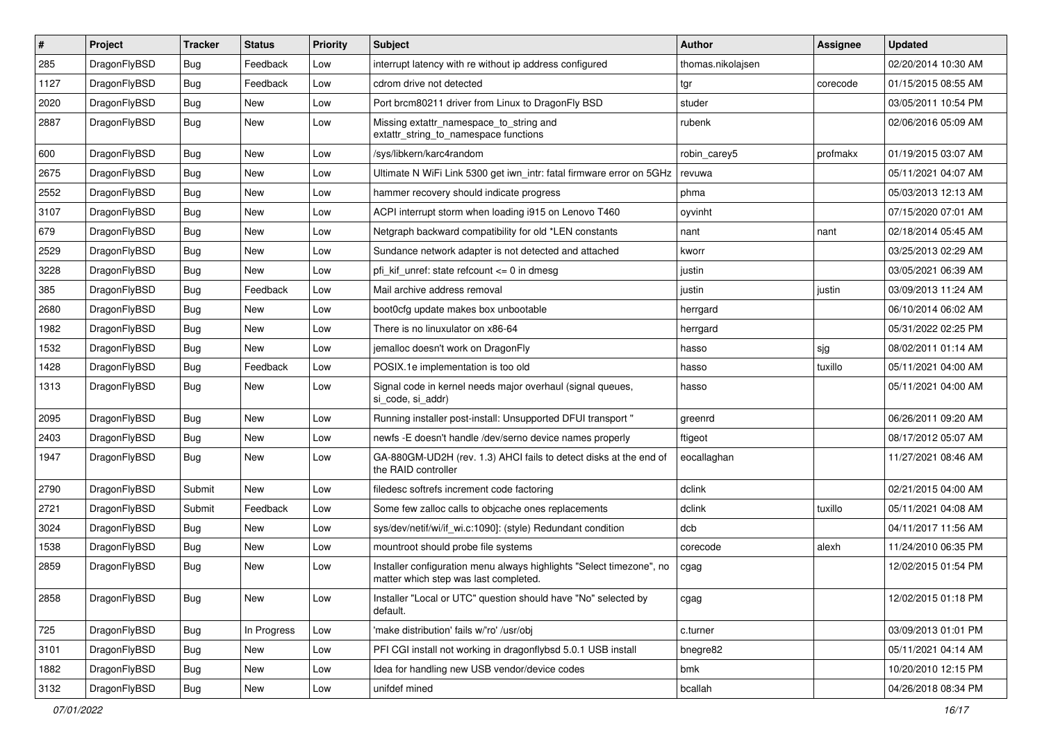| # | Project | Tracker | Status | Priority | Subject | Author | Assignee | Updated |
|---|---|---|---|---|---|---|---|---|
| 285 | DragonFlyBSD | Bug | Feedback | Low | interrupt latency with re without ip address configured | thomas.nikolajsen | | 02/20/2014 10:30 AM |
| 1127 | DragonFlyBSD | Bug | Feedback | Low | cdrom drive not detected | tgr | corecode | 01/15/2015 08:55 AM |
| 2020 | DragonFlyBSD | Bug | New | Low | Port brcm80211 driver from Linux to DragonFly BSD | studer | | 03/05/2011 10:54 PM |
| 2887 | DragonFlyBSD | Bug | New | Low | Missing extattr_namespace_to_string and extattr_string_to_namespace functions | rubenk | | 02/06/2016 05:09 AM |
| 600 | DragonFlyBSD | Bug | New | Low | /sys/libkern/karc4random | robin_carey5 | profmakx | 01/19/2015 03:07 AM |
| 2675 | DragonFlyBSD | Bug | New | Low | Ultimate N WiFi Link 5300 get iwn_intr: fatal firmware error on 5GHz | revuwa | | 05/11/2021 04:07 AM |
| 2552 | DragonFlyBSD | Bug | New | Low | hammer recovery should indicate progress | phma | | 05/03/2013 12:13 AM |
| 3107 | DragonFlyBSD | Bug | New | Low | ACPI interrupt storm when loading i915 on Lenovo T460 | oyvinht | | 07/15/2020 07:01 AM |
| 679 | DragonFlyBSD | Bug | New | Low | Netgraph backward compatibility for old *LEN constants | nant | nant | 02/18/2014 05:45 AM |
| 2529 | DragonFlyBSD | Bug | New | Low | Sundance network adapter is not detected and attached | kworr | | 03/25/2013 02:29 AM |
| 3228 | DragonFlyBSD | Bug | New | Low | pfi_kif_unref: state refcount <= 0 in dmesg | justin | | 03/05/2021 06:39 AM |
| 385 | DragonFlyBSD | Bug | Feedback | Low | Mail archive address removal | justin | justin | 03/09/2013 11:24 AM |
| 2680 | DragonFlyBSD | Bug | New | Low | boot0cfg update makes box unbootable | herrgard | | 06/10/2014 06:02 AM |
| 1982 | DragonFlyBSD | Bug | New | Low | There is no linuxulator on x86-64 | herrgard | | 05/31/2022 02:25 PM |
| 1532 | DragonFlyBSD | Bug | New | Low | jemalloc doesn't work on DragonFly | hasso | sjg | 08/02/2011 01:14 AM |
| 1428 | DragonFlyBSD | Bug | Feedback | Low | POSIX.1e implementation is too old | hasso | tuxillo | 05/11/2021 04:00 AM |
| 1313 | DragonFlyBSD | Bug | New | Low | Signal code in kernel needs major overhaul (signal queues, si_code, si_addr) | hasso | | 05/11/2021 04:00 AM |
| 2095 | DragonFlyBSD | Bug | New | Low | Running installer post-install: Unsupported DFUI transport " | greenrd | | 06/26/2011 09:20 AM |
| 2403 | DragonFlyBSD | Bug | New | Low | newfs -E doesn't handle /dev/serno device names properly | ftigeot | | 08/17/2012 05:07 AM |
| 1947 | DragonFlyBSD | Bug | New | Low | GA-880GM-UD2H (rev. 1.3) AHCI fails to detect disks at the end of the RAID controller | eocallaghan | | 11/27/2021 08:46 AM |
| 2790 | DragonFlyBSD | Submit | New | Low | filedesc softrefs increment code factoring | dclink | | 02/21/2015 04:00 AM |
| 2721 | DragonFlyBSD | Submit | Feedback | Low | Some few zalloc calls to objcache ones replacements | dclink | tuxillo | 05/11/2021 04:08 AM |
| 3024 | DragonFlyBSD | Bug | New | Low | sys/dev/netif/wi/if_wi.c:1090]: (style) Redundant condition | dcb | | 04/11/2017 11:56 AM |
| 1538 | DragonFlyBSD | Bug | New | Low | mountroot should probe file systems | corecode | alexh | 11/24/2010 06:35 PM |
| 2859 | DragonFlyBSD | Bug | New | Low | Installer configuration menu always highlights "Select timezone", no matter which step was last completed. | cgag | | 12/02/2015 01:54 PM |
| 2858 | DragonFlyBSD | Bug | New | Low | Installer "Local or UTC" question should have "No" selected by default. | cgag | | 12/02/2015 01:18 PM |
| 725 | DragonFlyBSD | Bug | In Progress | Low | 'make distribution' fails w/'ro' /usr/obj | c.turner | | 03/09/2013 01:01 PM |
| 3101 | DragonFlyBSD | Bug | New | Low | PFI CGI install not working in dragonflybsd 5.0.1 USB install | bnegre82 | | 05/11/2021 04:14 AM |
| 1882 | DragonFlyBSD | Bug | New | Low | Idea for handling new USB vendor/device codes | bmk | | 10/20/2010 12:15 PM |
| 3132 | DragonFlyBSD | Bug | New | Low | unifdef mined | bcallah | | 04/26/2018 08:34 PM |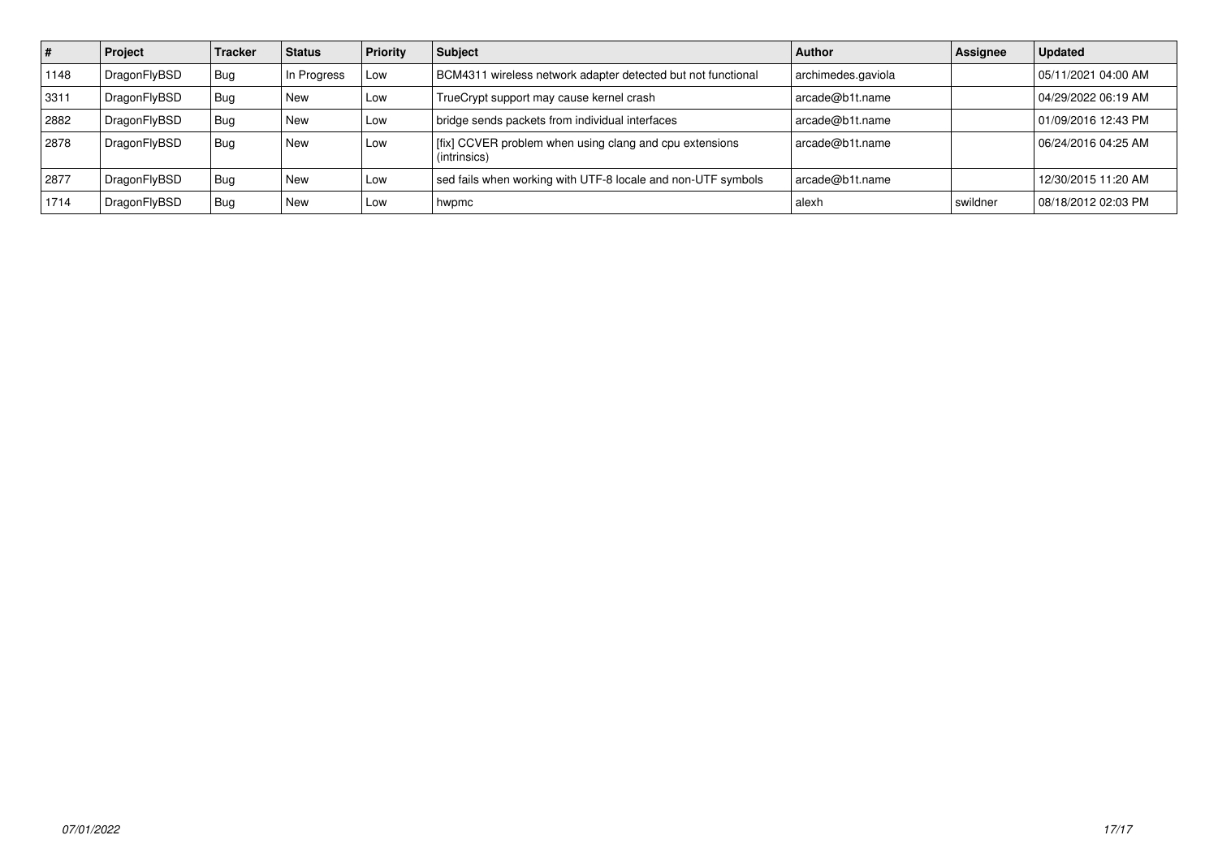| # | Project | Tracker | Status | Priority | Subject | Author | Assignee | Updated |
|---|---|---|---|---|---|---|---|---|
| 1148 | DragonFlyBSD | Bug | In Progress | Low | BCM4311 wireless network adapter detected but not functional | archimedes.gaviola | | 05/11/2021 04:00 AM |
| 3311 | DragonFlyBSD | Bug | New | Low | TrueCrypt support may cause kernel crash | arcade@b1t.name | | 04/29/2022 06:19 AM |
| 2882 | DragonFlyBSD | Bug | New | Low | bridge sends packets from individual interfaces | arcade@b1t.name | | 01/09/2016 12:43 PM |
| 2878 | DragonFlyBSD | Bug | New | Low | [fix] CCVER problem when using clang and cpu extensions (intrinsics) | arcade@b1t.name | | 06/24/2016 04:25 AM |
| 2877 | DragonFlyBSD | Bug | New | Low | sed fails when working with UTF-8 locale and non-UTF symbols | arcade@b1t.name | | 12/30/2015 11:20 AM |
| 1714 | DragonFlyBSD | Bug | New | Low | hwpmc | alexh | swildner | 08/18/2012 02:03 PM |